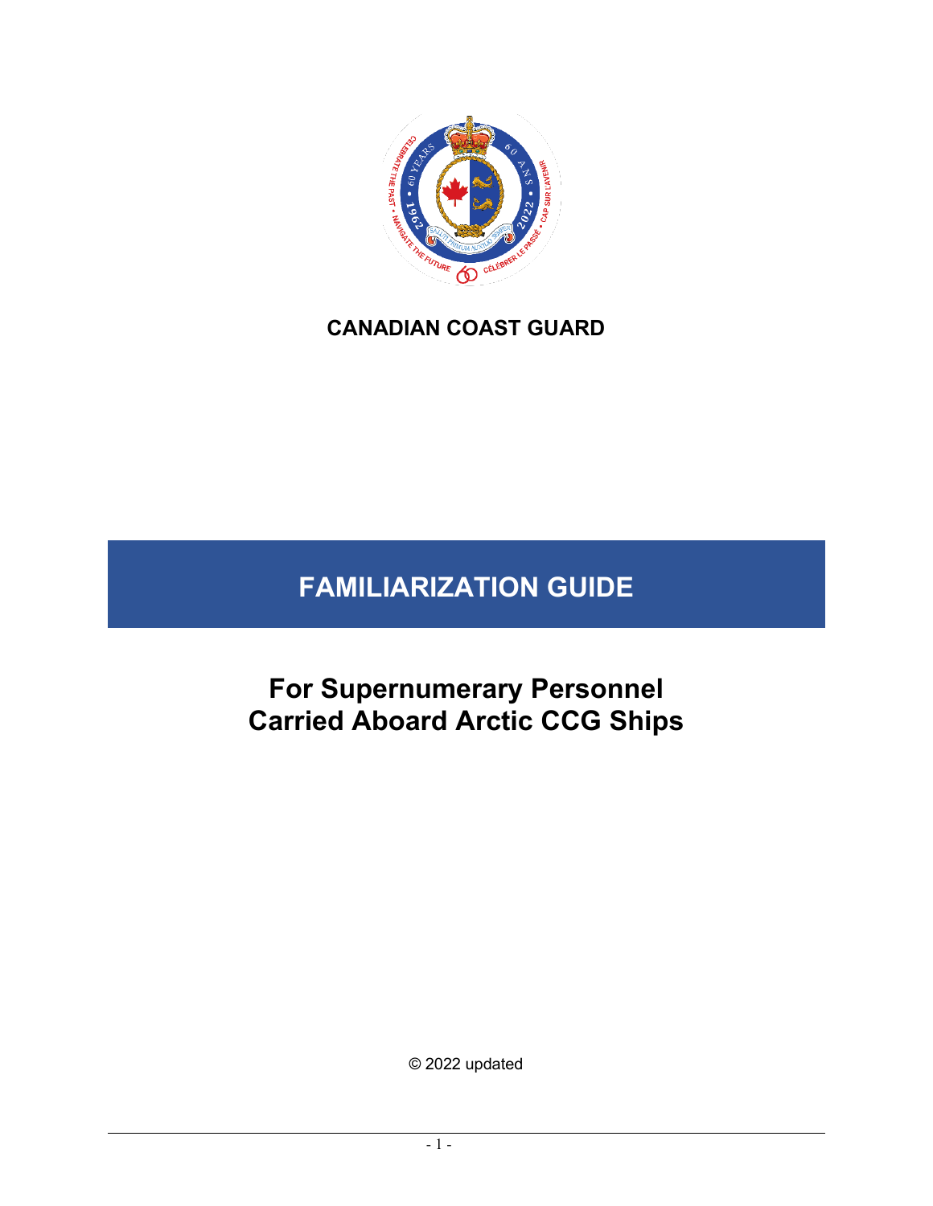**CANADIAN COAST GUARD**

# FAMILIARIZATION GUIDE

## For Supernumerary Personnel Carried Aboard Arctic CCG Ships

© 2022 updated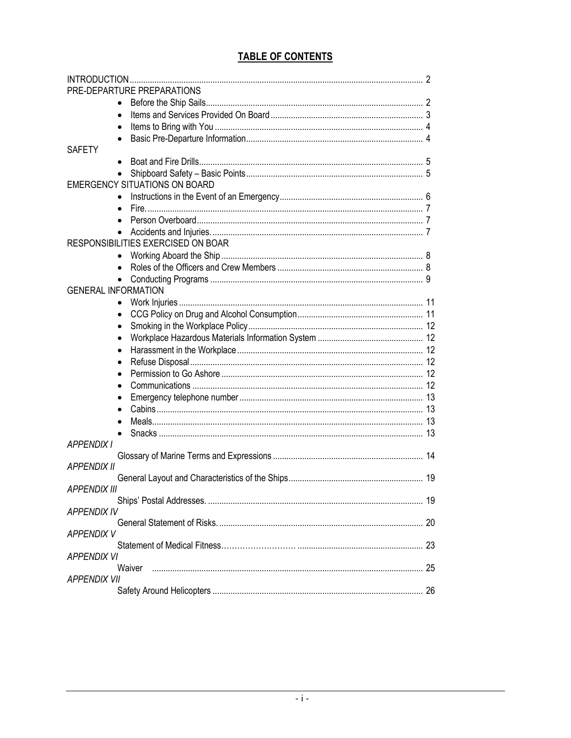# TABLE OF CONTENTS

INTRODUCTION .......... 2

PRE-DEPARTURE PREPARATIONS

- Before the Ship Sails .......... 2
- Items and Services Provided On Board .......... 3
- Items to Bring with You .......... 4
- Basic Pre-Departure Information .......... 4

SAFETY

- Boat and Fire Drills .......... 5
- Shipboard Safety – Basic Points .......... 5

EMERGENCY SITUATIONS ON BOARD

- Instructions in the Event of an Emergency .......... 6
- Fire. .......... 7
- Person Overboard .......... 7
- Accidents and Injuries. .......... 7

RESPONSIBILITIES EXERCISED ON BOAR

- Working Aboard the Ship .......... 8
- Roles of the Officers and Crew Members .......... 8
- Conducting Programs .......... 9

GENERAL INFORMATION

- Work Injuries .......... 11
- CCG Policy on Drug and Alcohol Consumption .......... 11
- Smoking in the Workplace Policy .......... 12
- Workplace Hazardous Materials Information System .......... 12
- Harassment in the Workplace .......... 12
- Refuse Disposal .......... 12
- Permission to Go Ashore .......... 12
- Communications .......... 12
- Emergency telephone number .......... 13
- Cabins .......... 13
- Meals .......... 13
- Snacks .......... 13

*APPENDIX I*

Glossary of Marine Terms and Expressions .......... 14

*APPENDIX II*

General Layout and Characteristics of the Ships .......... 19

*APPENDIX III*

Ships' Postal Addresses. .......... 19

*APPENDIX IV*

General Statement of Risks. .......... 20

*APPENDIX V*

Statement of Medical Fitness .......... 23

*APPENDIX VI*

Waiver .......... 25

*APPENDIX VII*

Safety Around Helicopters .......... 26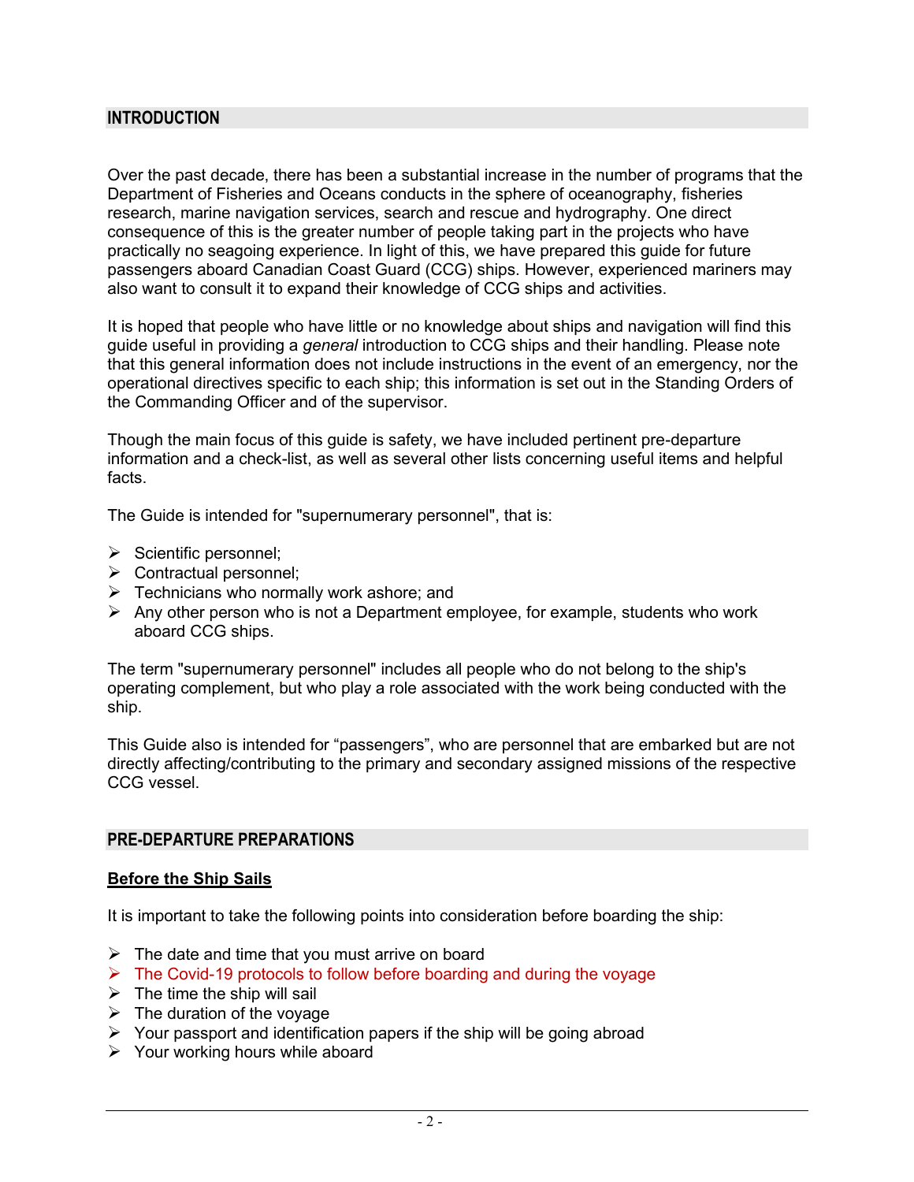## INTRODUCTION

Over the past decade, there has been a substantial increase in the number of programs that the Department of Fisheries and Oceans conducts in the sphere of oceanography, fisheries research, marine navigation services, search and rescue and hydrography. One direct consequence of this is the greater number of people taking part in the projects who have practically no seagoing experience. In light of this, we have prepared this guide for future passengers aboard Canadian Coast Guard (CCG) ships. However, experienced mariners may also want to consult it to expand their knowledge of CCG ships and activities.

It is hoped that people who have little or no knowledge about ships and navigation will find this guide useful in providing a *general* introduction to CCG ships and their handling. Please note that this general information does not include instructions in the event of an emergency, nor the operational directives specific to each ship; this information is set out in the Standing Orders of the Commanding Officer and of the supervisor.

Though the main focus of this guide is safety, we have included pertinent pre-departure information and a check-list, as well as several other lists concerning useful items and helpful facts.

The Guide is intended for "supernumerary personnel", that is:

- Scientific personnel;
- Contractual personnel;
- Technicians who normally work ashore; and
- Any other person who is not a Department employee, for example, students who work aboard CCG ships.

The term "supernumerary personnel" includes all people who do not belong to the ship's operating complement, but who play a role associated with the work being conducted with the ship.

This Guide also is intended for “passengers”, who are personnel that are embarked but are not directly affecting/contributing to the primary and secondary assigned missions of the respective CCG vessel.

## PRE-DEPARTURE PREPARATIONS

### Before the Ship Sails

It is important to take the following points into consideration before boarding the ship:

- The date and time that you must arrive on board
- The Covid-19 protocols to follow before boarding and during the voyage
- The time the ship will sail
- The duration of the voyage
- Your passport and identification papers if the ship will be going abroad
- Your working hours while aboard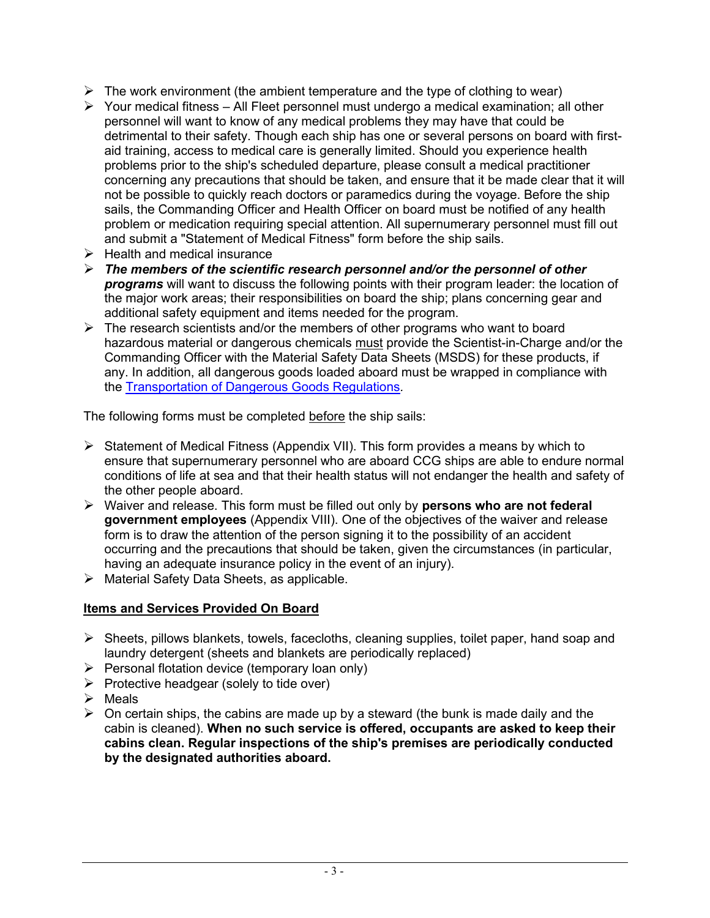- The work environment (the ambient temperature and the type of clothing to wear)
- Your medical fitness – All Fleet personnel must undergo a medical examination; all other personnel will want to know of any medical problems they may have that could be detrimental to their safety. Though each ship has one or several persons on board with first-aid training, access to medical care is generally limited. Should you experience health problems prior to the ship's scheduled departure, please consult a medical practitioner concerning any precautions that should be taken, and ensure that it be made clear that it will not be possible to quickly reach doctors or paramedics during the voyage. Before the ship sails, the Commanding Officer and Health Officer on board must be notified of any health problem or medication requiring special attention. All supernumerary personnel must fill out and submit a "Statement of Medical Fitness" form before the ship sails.
- Health and medical insurance
- ***The members of the scientific research personnel and/or the personnel of other programs*** will want to discuss the following points with their program leader: the location of the major work areas; their responsibilities on board the ship; plans concerning gear and additional safety equipment and items needed for the program.
- The research scientists and/or the members of other programs who want to board hazardous material or dangerous chemicals <u>must</u> provide the Scientist-in-Charge and/or the Commanding Officer with the Material Safety Data Sheets (MSDS) for these products, if any. In addition, all dangerous goods loaded aboard must be wrapped in compliance with the Transportation of Dangerous Goods Regulations.

The following forms must be completed <u>before</u> the ship sails:

- Statement of Medical Fitness (Appendix VII). This form provides a means by which to ensure that supernumerary personnel who are aboard CCG ships are able to endure normal conditions of life at sea and that their health status will not endanger the health and safety of the other people aboard.
- Waiver and release. This form must be filled out only by **persons who are not federal government employees** (Appendix VIII). One of the objectives of the waiver and release form is to draw the attention of the person signing it to the possibility of an accident occurring and the precautions that should be taken, given the circumstances (in particular, having an adequate insurance policy in the event of an injury).
- Material Safety Data Sheets, as applicable.

## <u>Items and Services Provided On Board</u>

- Sheets, pillows blankets, towels, facecloths, cleaning supplies, toilet paper, hand soap and laundry detergent (sheets and blankets are periodically replaced)
- Personal flotation device (temporary loan only)
- Protective headgear (solely to tide over)
- Meals
- On certain ships, the cabins are made up by a steward (the bunk is made daily and the cabin is cleaned). **When no such service is offered, occupants are asked to keep their cabins clean. Regular inspections of the ship's premises are periodically conducted by the designated authorities aboard.**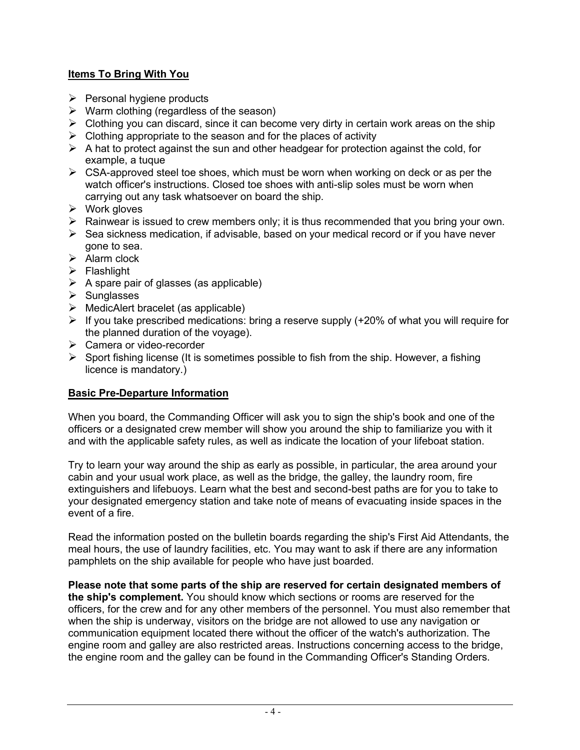## Items To Bring With You

- Personal hygiene products
- Warm clothing (regardless of the season)
- Clothing you can discard, since it can become very dirty in certain work areas on the ship
- Clothing appropriate to the season and for the places of activity
- A hat to protect against the sun and other headgear for protection against the cold, for example, a tuque
- CSA-approved steel toe shoes, which must be worn when working on deck or as per the watch officer's instructions. Closed toe shoes with anti-slip soles must be worn when carrying out any task whatsoever on board the ship.
- Work gloves
- Rainwear is issued to crew members only; it is thus recommended that you bring your own.
- Sea sickness medication, if advisable, based on your medical record or if you have never gone to sea.
- Alarm clock
- Flashlight
- A spare pair of glasses (as applicable)
- Sunglasses
- MedicAlert bracelet (as applicable)
- If you take prescribed medications: bring a reserve supply (+20% of what you will require for the planned duration of the voyage).
- Camera or video-recorder
- Sport fishing license (It is sometimes possible to fish from the ship. However, a fishing licence is mandatory.)

## Basic Pre-Departure Information

When you board, the Commanding Officer will ask you to sign the ship's book and one of the officers or a designated crew member will show you around the ship to familiarize you with it and with the applicable safety rules, as well as indicate the location of your lifeboat station.

Try to learn your way around the ship as early as possible, in particular, the area around your cabin and your usual work place, as well as the bridge, the galley, the laundry room, fire extinguishers and lifebuoys. Learn what the best and second-best paths are for you to take to your designated emergency station and take note of means of evacuating inside spaces in the event of a fire.

Read the information posted on the bulletin boards regarding the ship's First Aid Attendants, the meal hours, the use of laundry facilities, etc. You may want to ask if there are any information pamphlets on the ship available for people who have just boarded.

**Please note that some parts of the ship are reserved for certain designated members of the ship's complement.** You should know which sections or rooms are reserved for the officers, for the crew and for any other members of the personnel. You must also remember that when the ship is underway, visitors on the bridge are not allowed to use any navigation or communication equipment located there without the officer of the watch's authorization. The engine room and galley are also restricted areas. Instructions concerning access to the bridge, the engine room and the galley can be found in the Commanding Officer's Standing Orders.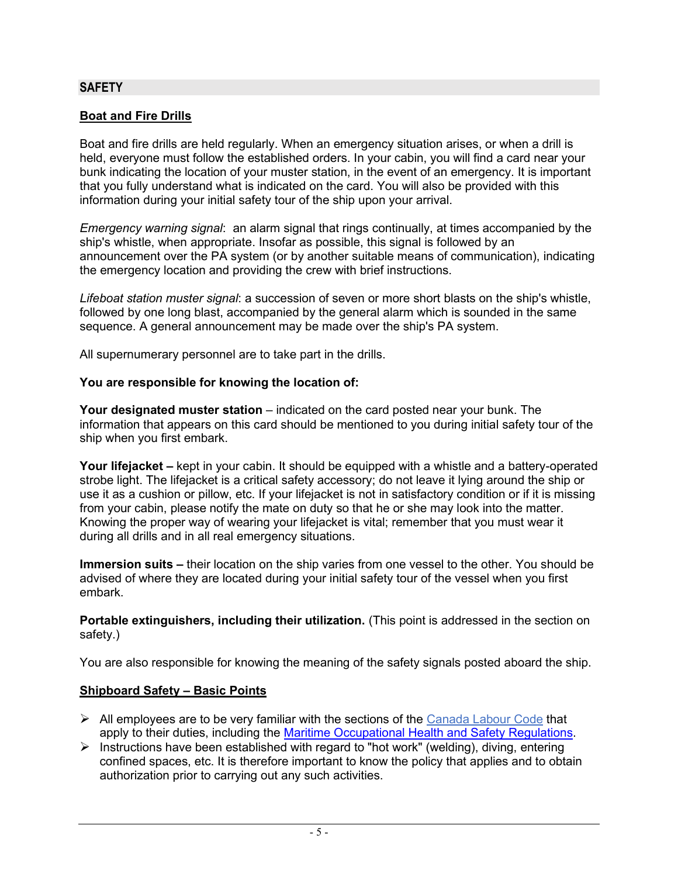## SAFETY

### Boat and Fire Drills

Boat and fire drills are held regularly. When an emergency situation arises, or when a drill is held, everyone must follow the established orders. In your cabin, you will find a card near your bunk indicating the location of your muster station, in the event of an emergency. It is important that you fully understand what is indicated on the card. You will also be provided with this information during your initial safety tour of the ship upon your arrival.

*Emergency warning signal*: an alarm signal that rings continually, at times accompanied by the ship's whistle, when appropriate. Insofar as possible, this signal is followed by an announcement over the PA system (or by another suitable means of communication), indicating the emergency location and providing the crew with brief instructions.

*Lifeboat station muster signal*: a succession of seven or more short blasts on the ship's whistle, followed by one long blast, accompanied by the general alarm which is sounded in the same sequence. A general announcement may be made over the ship's PA system.

All supernumerary personnel are to take part in the drills.

**You are responsible for knowing the location of:**

**Your designated muster station** – indicated on the card posted near your bunk. The information that appears on this card should be mentioned to you during initial safety tour of the ship when you first embark.

**Your lifejacket –** kept in your cabin. It should be equipped with a whistle and a battery-operated strobe light. The lifejacket is a critical safety accessory; do not leave it lying around the ship or use it as a cushion or pillow, etc. If your lifejacket is not in satisfactory condition or if it is missing from your cabin, please notify the mate on duty so that he or she may look into the matter. Knowing the proper way of wearing your lifejacket is vital; remember that you must wear it during all drills and in all real emergency situations.

**Immersion suits –** their location on the ship varies from one vessel to the other. You should be advised of where they are located during your initial safety tour of the vessel when you first embark.

**Portable extinguishers, including their utilization.** (This point is addressed in the section on safety.)

You are also responsible for knowing the meaning of the safety signals posted aboard the ship.

### Shipboard Safety – Basic Points

- All employees are to be very familiar with the sections of the Canada Labour Code that apply to their duties, including the Maritime Occupational Health and Safety Regulations.
- Instructions have been established with regard to "hot work" (welding), diving, entering confined spaces, etc. It is therefore important to know the policy that applies and to obtain authorization prior to carrying out any such activities.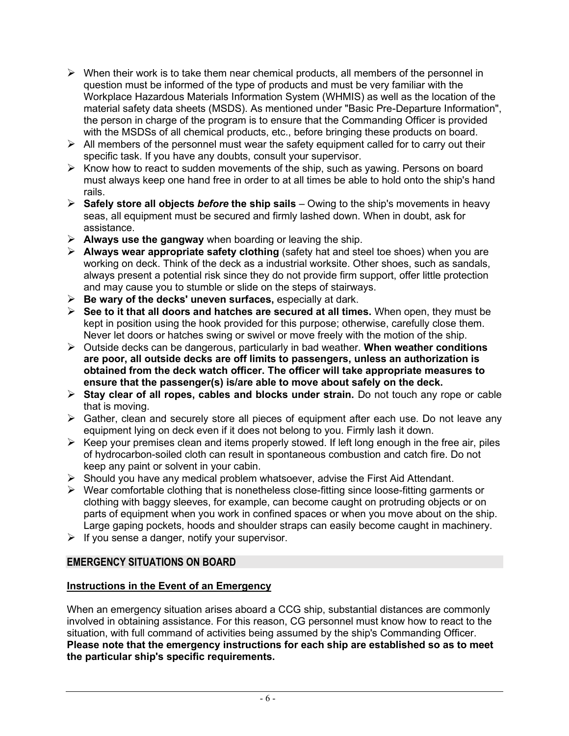- When their work is to take them near chemical products, all members of the personnel in question must be informed of the type of products and must be very familiar with the Workplace Hazardous Materials Information System (WHMIS) as well as the location of the material safety data sheets (MSDS). As mentioned under "Basic Pre-Departure Information", the person in charge of the program is to ensure that the Commanding Officer is provided with the MSDSs of all chemical products, etc., before bringing these products on board.
- All members of the personnel must wear the safety equipment called for to carry out their specific task. If you have any doubts, consult your supervisor.
- Know how to react to sudden movements of the ship, such as yawing. Persons on board must always keep one hand free in order to at all times be able to hold onto the ship's hand rails.
- **Safely store all objects *before* the ship sails** – Owing to the ship's movements in heavy seas, all equipment must be secured and firmly lashed down. When in doubt, ask for assistance.
- **Always use the gangway** when boarding or leaving the ship.
- **Always wear appropriate safety clothing** (safety hat and steel toe shoes) when you are working on deck. Think of the deck as a industrial worksite. Other shoes, such as sandals, always present a potential risk since they do not provide firm support, offer little protection and may cause you to stumble or slide on the steps of stairways.
- **Be wary of the decks' uneven surfaces,** especially at dark.
- **See to it that all doors and hatches are secured at all times.** When open, they must be kept in position using the hook provided for this purpose; otherwise, carefully close them. Never let doors or hatches swing or swivel or move freely with the motion of the ship.
- Outside decks can be dangerous, particularly in bad weather. **When weather conditions are poor, all outside decks are off limits to passengers, unless an authorization is obtained from the deck watch officer. The officer will take appropriate measures to ensure that the passenger(s) is/are able to move about safely on the deck.**
- **Stay clear of all ropes, cables and blocks under strain.** Do not touch any rope or cable that is moving.
- Gather, clean and securely store all pieces of equipment after each use. Do not leave any equipment lying on deck even if it does not belong to you. Firmly lash it down.
- Keep your premises clean and items properly stowed. If left long enough in the free air, piles of hydrocarbon-soiled cloth can result in spontaneous combustion and catch fire. Do not keep any paint or solvent in your cabin.
- Should you have any medical problem whatsoever, advise the First Aid Attendant.
- Wear comfortable clothing that is nonetheless close-fitting since loose-fitting garments or clothing with baggy sleeves, for example, can become caught on protruding objects or on parts of equipment when you work in confined spaces or when you move about on the ship. Large gaping pockets, hoods and shoulder straps can easily become caught in machinery.
- If you sense a danger, notify your supervisor.

## EMERGENCY SITUATIONS ON BOARD

### Instructions in the Event of an Emergency

When an emergency situation arises aboard a CCG ship, substantial distances are commonly involved in obtaining assistance. For this reason, CG personnel must know how to react to the situation, with full command of activities being assumed by the ship's Commanding Officer. **Please note that the emergency instructions for each ship are established so as to meet the particular ship's specific requirements.**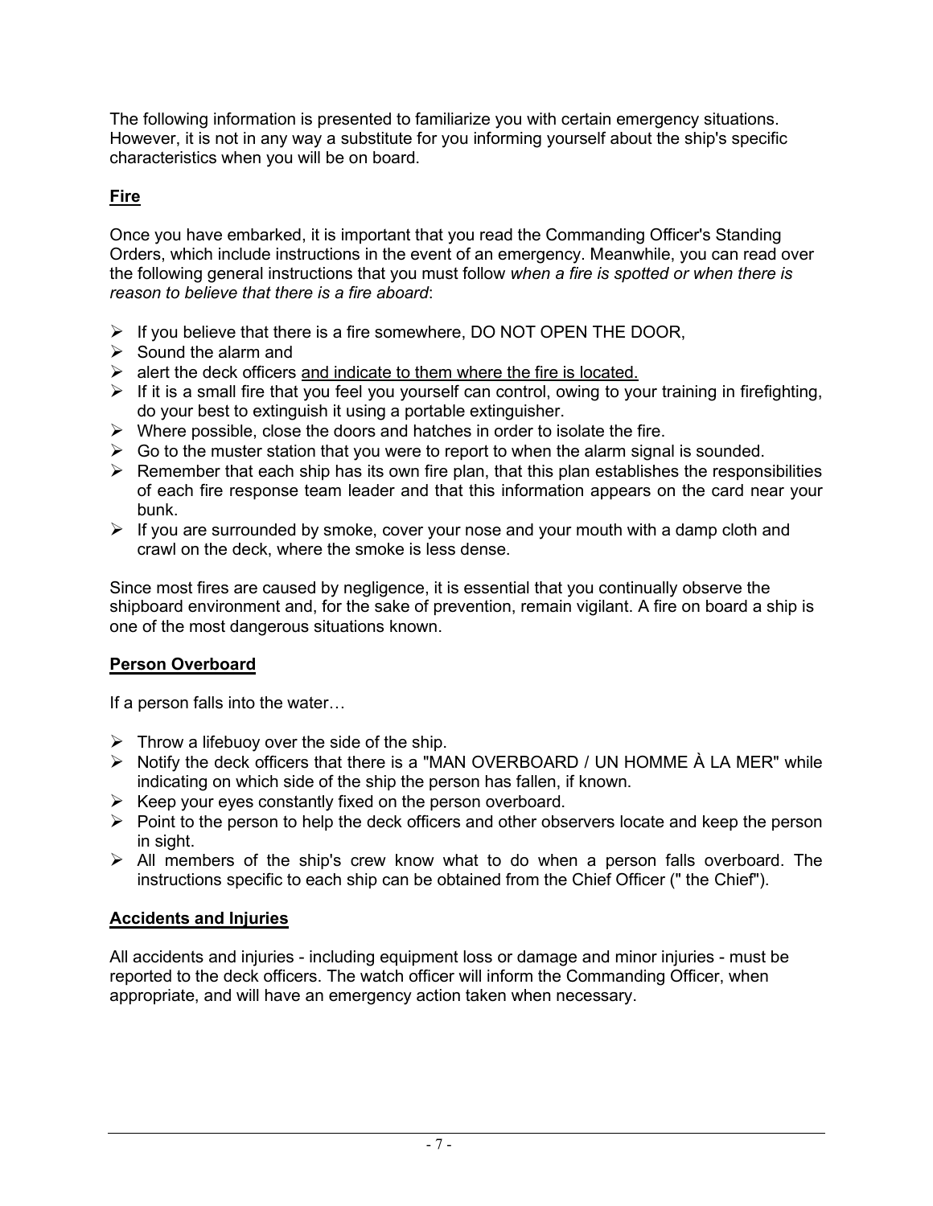The following information is presented to familiarize you with certain emergency situations. However, it is not in any way a substitute for you informing yourself about the ship's specific characteristics when you will be on board.

## Fire

Once you have embarked, it is important that you read the Commanding Officer's Standing Orders, which include instructions in the event of an emergency. Meanwhile, you can read over the following general instructions that you must follow *when a fire is spotted or when there is reason to believe that there is a fire aboard*:

- If you believe that there is a fire somewhere, DO NOT OPEN THE DOOR,
- Sound the alarm and
- alert the deck officers <u>and indicate to them where the fire is located.</u>
- If it is a small fire that you feel you yourself can control, owing to your training in firefighting, do your best to extinguish it using a portable extinguisher.
- Where possible, close the doors and hatches in order to isolate the fire.
- Go to the muster station that you were to report to when the alarm signal is sounded.
- Remember that each ship has its own fire plan, that this plan establishes the responsibilities of each fire response team leader and that this information appears on the card near your bunk.
- If you are surrounded by smoke, cover your nose and your mouth with a damp cloth and crawl on the deck, where the smoke is less dense.

Since most fires are caused by negligence, it is essential that you continually observe the shipboard environment and, for the sake of prevention, remain vigilant. A fire on board a ship is one of the most dangerous situations known.

## Person Overboard

If a person falls into the water…

- Throw a lifebuoy over the side of the ship.
- Notify the deck officers that there is a "MAN OVERBOARD / UN HOMME À LA MER" while indicating on which side of the ship the person has fallen, if known.
- Keep your eyes constantly fixed on the person overboard.
- Point to the person to help the deck officers and other observers locate and keep the person in sight.
- All members of the ship's crew know what to do when a person falls overboard. The instructions specific to each ship can be obtained from the Chief Officer (" the Chief").

## Accidents and Injuries

All accidents and injuries - including equipment loss or damage and minor injuries - must be reported to the deck officers. The watch officer will inform the Commanding Officer, when appropriate, and will have an emergency action taken when necessary.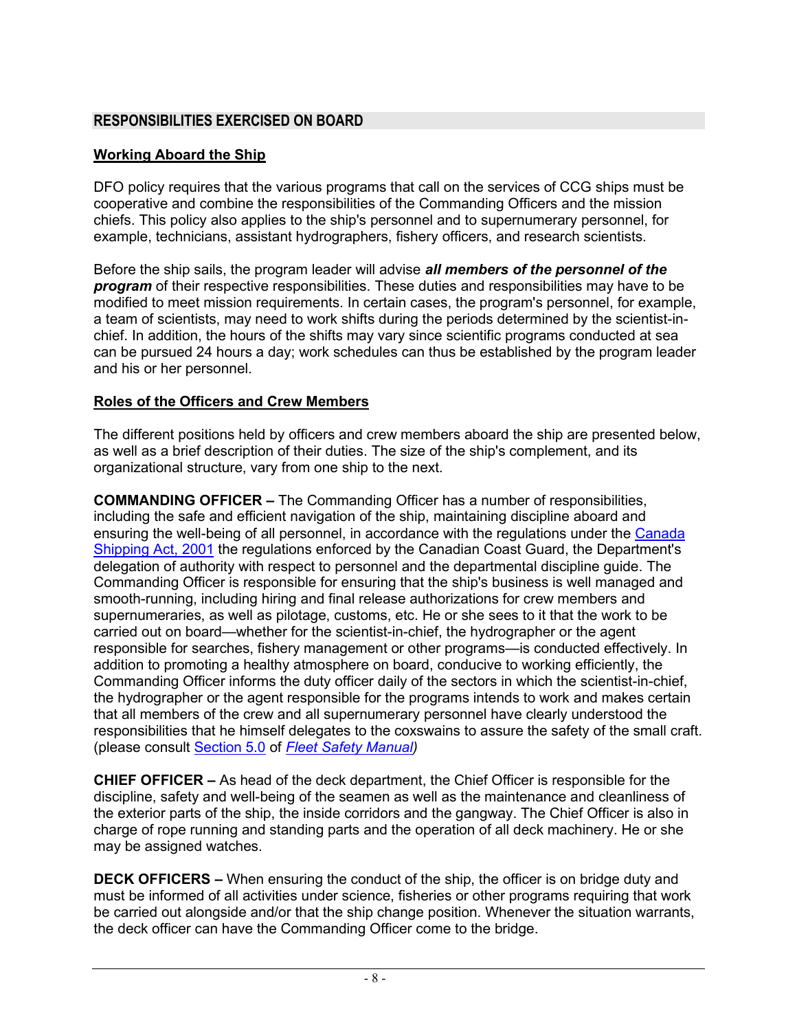## RESPONSIBILITIES EXERCISED ON BOARD

### Working Aboard the Ship

DFO policy requires that the various programs that call on the services of CCG ships must be cooperative and combine the responsibilities of the Commanding Officers and the mission chiefs. This policy also applies to the ship's personnel and to supernumerary personnel, for example, technicians, assistant hydrographers, fishery officers, and research scientists.

Before the ship sails, the program leader will advise ***all members of the personnel of the program*** of their respective responsibilities. These duties and responsibilities may have to be modified to meet mission requirements. In certain cases, the program's personnel, for example, a team of scientists, may need to work shifts during the periods determined by the scientist-in-chief. In addition, the hours of the shifts may vary since scientific programs conducted at sea can be pursued 24 hours a day; work schedules can thus be established by the program leader and his or her personnel.

### Roles of the Officers and Crew Members

The different positions held by officers and crew members aboard the ship are presented below, as well as a brief description of their duties. The size of the ship's complement, and its organizational structure, vary from one ship to the next.

**COMMANDING OFFICER –** The Commanding Officer has a number of responsibilities, including the safe and efficient navigation of the ship, maintaining discipline aboard and ensuring the well-being of all personnel, in accordance with the regulations under the Canada Shipping Act, 2001 the regulations enforced by the Canadian Coast Guard, the Department's delegation of authority with respect to personnel and the departmental discipline guide. The Commanding Officer is responsible for ensuring that the ship's business is well managed and smooth-running, including hiring and final release authorizations for crew members and supernumeraries, as well as pilotage, customs, etc. He or she sees to it that the work to be carried out on board—whether for the scientist-in-chief, the hydrographer or the agent responsible for searches, fishery management or other programs—is conducted effectively. In addition to promoting a healthy atmosphere on board, conducive to working efficiently, the Commanding Officer informs the duty officer daily of the sectors in which the scientist-in-chief, the hydrographer or the agent responsible for the programs intends to work and makes certain that all members of the crew and all supernumerary personnel have clearly understood the responsibilities that he himself delegates to the coxswains to assure the safety of the small craft. (please consult Section 5.0 of *Fleet Safety Manual*)

**CHIEF OFFICER –** As head of the deck department, the Chief Officer is responsible for the discipline, safety and well-being of the seamen as well as the maintenance and cleanliness of the exterior parts of the ship, the inside corridors and the gangway. The Chief Officer is also in charge of rope running and standing parts and the operation of all deck machinery. He or she may be assigned watches.

**DECK OFFICERS –** When ensuring the conduct of the ship, the officer is on bridge duty and must be informed of all activities under science, fisheries or other programs requiring that work be carried out alongside and/or that the ship change position. Whenever the situation warrants, the deck officer can have the Commanding Officer come to the bridge.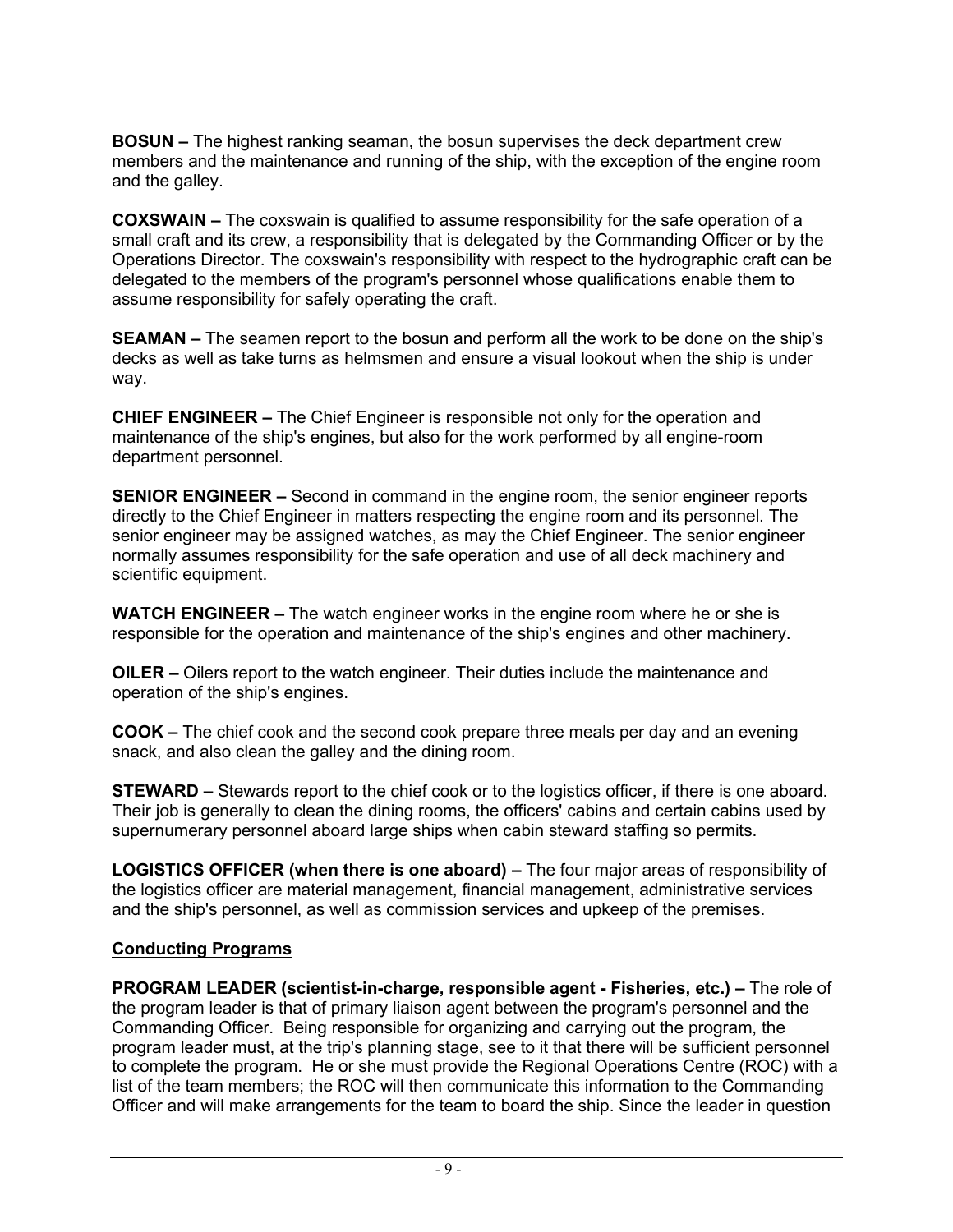**BOSUN –** The highest ranking seaman, the bosun supervises the deck department crew members and the maintenance and running of the ship, with the exception of the engine room and the galley.

**COXSWAIN –** The coxswain is qualified to assume responsibility for the safe operation of a small craft and its crew, a responsibility that is delegated by the Commanding Officer or by the Operations Director. The coxswain's responsibility with respect to the hydrographic craft can be delegated to the members of the program's personnel whose qualifications enable them to assume responsibility for safely operating the craft.

**SEAMAN –** The seamen report to the bosun and perform all the work to be done on the ship's decks as well as take turns as helmsmen and ensure a visual lookout when the ship is under way.

**CHIEF ENGINEER –** The Chief Engineer is responsible not only for the operation and maintenance of the ship's engines, but also for the work performed by all engine-room department personnel.

**SENIOR ENGINEER –** Second in command in the engine room, the senior engineer reports directly to the Chief Engineer in matters respecting the engine room and its personnel. The senior engineer may be assigned watches, as may the Chief Engineer. The senior engineer normally assumes responsibility for the safe operation and use of all deck machinery and scientific equipment.

**WATCH ENGINEER –** The watch engineer works in the engine room where he or she is responsible for the operation and maintenance of the ship's engines and other machinery.

**OILER –** Oilers report to the watch engineer. Their duties include the maintenance and operation of the ship's engines.

**COOK –** The chief cook and the second cook prepare three meals per day and an evening snack, and also clean the galley and the dining room.

**STEWARD –** Stewards report to the chief cook or to the logistics officer, if there is one aboard. Their job is generally to clean the dining rooms, the officers' cabins and certain cabins used by supernumerary personnel aboard large ships when cabin steward staffing so permits.

**LOGISTICS OFFICER (when there is one aboard) –** The four major areas of responsibility of the logistics officer are material management, financial management, administrative services and the ship's personnel, as well as commission services and upkeep of the premises.

**Conducting Programs**

**PROGRAM LEADER (scientist-in-charge, responsible agent - Fisheries, etc.) –** The role of the program leader is that of primary liaison agent between the program's personnel and the Commanding Officer. Being responsible for organizing and carrying out the program, the program leader must, at the trip's planning stage, see to it that there will be sufficient personnel to complete the program. He or she must provide the Regional Operations Centre (ROC) with a list of the team members; the ROC will then communicate this information to the Commanding Officer and will make arrangements for the team to board the ship. Since the leader in question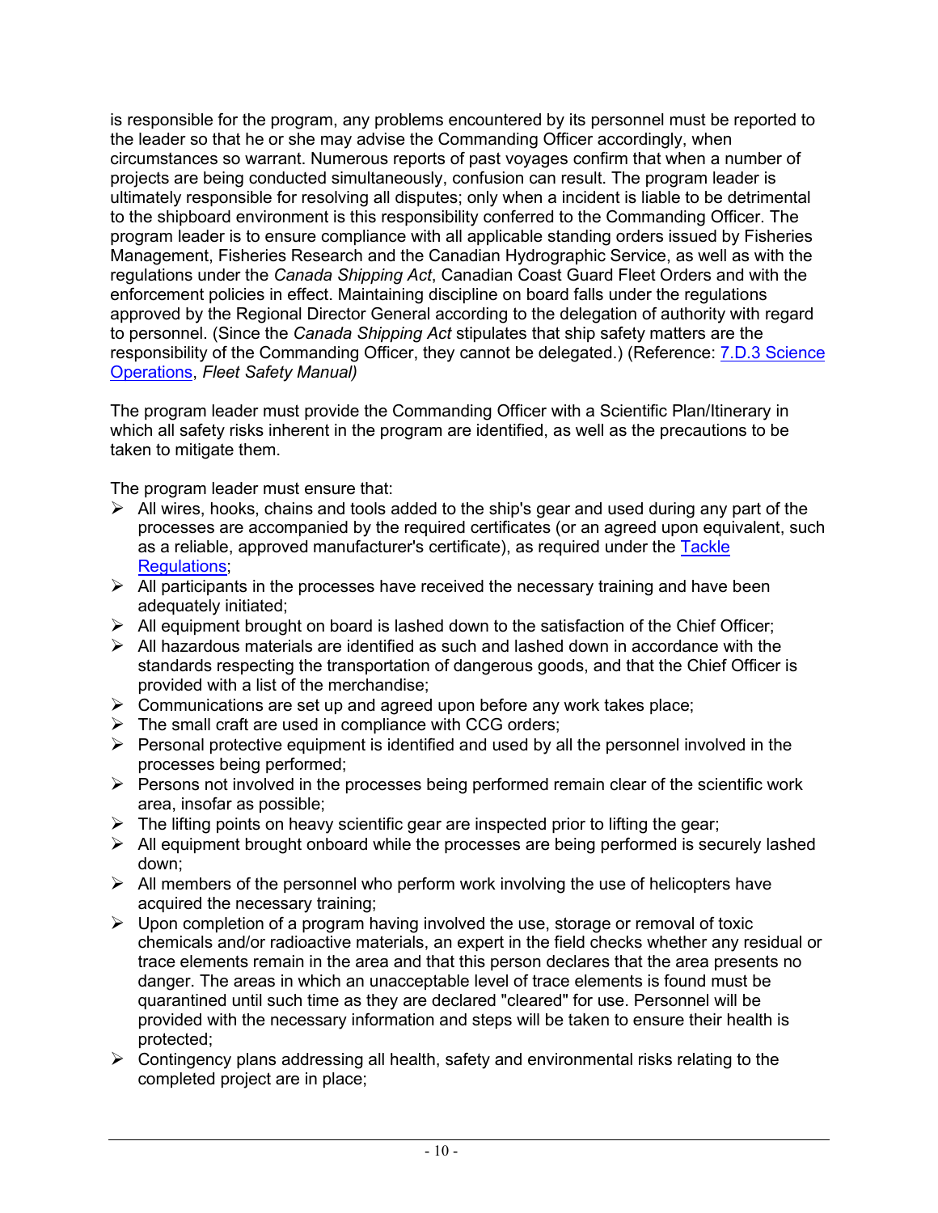is responsible for the program, any problems encountered by its personnel must be reported to the leader so that he or she may advise the Commanding Officer accordingly, when circumstances so warrant. Numerous reports of past voyages confirm that when a number of projects are being conducted simultaneously, confusion can result. The program leader is ultimately responsible for resolving all disputes; only when a incident is liable to be detrimental to the shipboard environment is this responsibility conferred to the Commanding Officer. The program leader is to ensure compliance with all applicable standing orders issued by Fisheries Management, Fisheries Research and the Canadian Hydrographic Service, as well as with the regulations under the *Canada Shipping Act*, Canadian Coast Guard Fleet Orders and with the enforcement policies in effect. Maintaining discipline on board falls under the regulations approved by the Regional Director General according to the delegation of authority with regard to personnel. (Since the *Canada Shipping Act* stipulates that ship safety matters are the responsibility of the Commanding Officer, they cannot be delegated.) (Reference: 7.D.3 Science Operations, *Fleet Safety Manual)*

The program leader must provide the Commanding Officer with a Scientific Plan/Itinerary in which all safety risks inherent in the program are identified, as well as the precautions to be taken to mitigate them.

The program leader must ensure that:

- All wires, hooks, chains and tools added to the ship's gear and used during any part of the processes are accompanied by the required certificates (or an agreed upon equivalent, such as a reliable, approved manufacturer's certificate), as required under the Tackle Regulations;
- All participants in the processes have received the necessary training and have been adequately initiated;
- All equipment brought on board is lashed down to the satisfaction of the Chief Officer;
- All hazardous materials are identified as such and lashed down in accordance with the standards respecting the transportation of dangerous goods, and that the Chief Officer is provided with a list of the merchandise;
- Communications are set up and agreed upon before any work takes place;
- The small craft are used in compliance with CCG orders;
- Personal protective equipment is identified and used by all the personnel involved in the processes being performed;
- Persons not involved in the processes being performed remain clear of the scientific work area, insofar as possible;
- The lifting points on heavy scientific gear are inspected prior to lifting the gear;
- All equipment brought onboard while the processes are being performed is securely lashed down;
- All members of the personnel who perform work involving the use of helicopters have acquired the necessary training;
- Upon completion of a program having involved the use, storage or removal of toxic chemicals and/or radioactive materials, an expert in the field checks whether any residual or trace elements remain in the area and that this person declares that the area presents no danger. The areas in which an unacceptable level of trace elements is found must be quarantined until such time as they are declared "cleared" for use. Personnel will be provided with the necessary information and steps will be taken to ensure their health is protected;
- Contingency plans addressing all health, safety and environmental risks relating to the completed project are in place;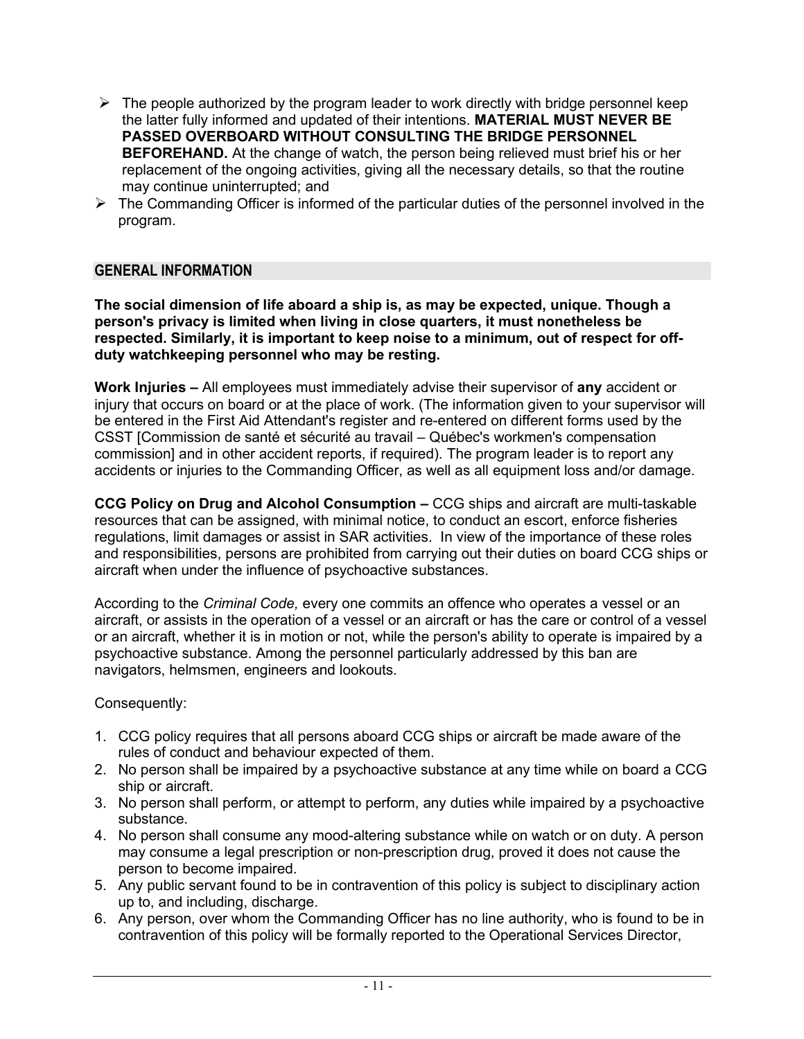- The people authorized by the program leader to work directly with bridge personnel keep the latter fully informed and updated of their intentions. **MATERIAL MUST NEVER BE PASSED OVERBOARD WITHOUT CONSULTING THE BRIDGE PERSONNEL BEFOREHAND.** At the change of watch, the person being relieved must brief his or her replacement of the ongoing activities, giving all the necessary details, so that the routine may continue uninterrupted; and
- The Commanding Officer is informed of the particular duties of the personnel involved in the program.

## GENERAL INFORMATION

**The social dimension of life aboard a ship is, as may be expected, unique. Though a person's privacy is limited when living in close quarters, it must nonetheless be respected. Similarly, it is important to keep noise to a minimum, out of respect for off-duty watchkeeping personnel who may be resting.**

**Work Injuries –** All employees must immediately advise their supervisor of **any** accident or injury that occurs on board or at the place of work. (The information given to your supervisor will be entered in the First Aid Attendant's register and re-entered on different forms used by the CSST [Commission de santé et sécurité au travail – Québec's workmen's compensation commission] and in other accident reports, if required). The program leader is to report any accidents or injuries to the Commanding Officer, as well as all equipment loss and/or damage.

**CCG Policy on Drug and Alcohol Consumption –** CCG ships and aircraft are multi-taskable resources that can be assigned, with minimal notice, to conduct an escort, enforce fisheries regulations, limit damages or assist in SAR activities. In view of the importance of these roles and responsibilities, persons are prohibited from carrying out their duties on board CCG ships or aircraft when under the influence of psychoactive substances.

According to the *Criminal Code,* every one commits an offence who operates a vessel or an aircraft, or assists in the operation of a vessel or an aircraft or has the care or control of a vessel or an aircraft, whether it is in motion or not, while the person's ability to operate is impaired by a psychoactive substance. Among the personnel particularly addressed by this ban are navigators, helmsmen, engineers and lookouts.

Consequently:

1. CCG policy requires that all persons aboard CCG ships or aircraft be made aware of the rules of conduct and behaviour expected of them.
2. No person shall be impaired by a psychoactive substance at any time while on board a CCG ship or aircraft.
3. No person shall perform, or attempt to perform, any duties while impaired by a psychoactive substance.
4. No person shall consume any mood-altering substance while on watch or on duty. A person may consume a legal prescription or non-prescription drug, proved it does not cause the person to become impaired.
5. Any public servant found to be in contravention of this policy is subject to disciplinary action up to, and including, discharge.
6. Any person, over whom the Commanding Officer has no line authority, who is found to be in contravention of this policy will be formally reported to the Operational Services Director,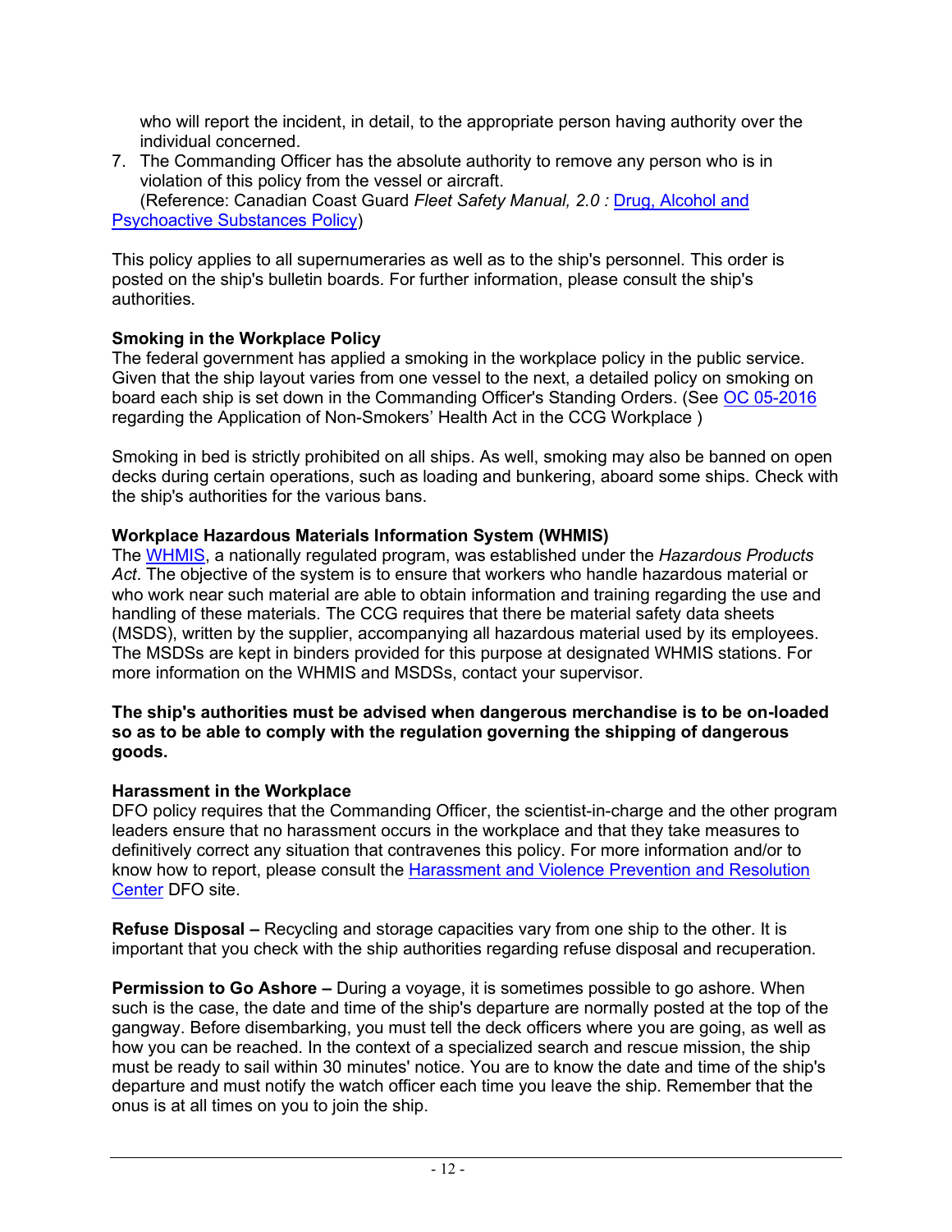who will report the incident, in detail, to the appropriate person having authority over the individual concerned.

7. The Commanding Officer has the absolute authority to remove any person who is in violation of this policy from the vessel or aircraft.
   (Reference: Canadian Coast Guard *Fleet Safety Manual, 2.0 :* Drug, Alcohol and Psychoactive Substances Policy)

This policy applies to all supernumeraries as well as to the ship's personnel. This order is posted on the ship's bulletin boards. For further information, please consult the ship's authorities.

**Smoking in the Workplace Policy**
The federal government has applied a smoking in the workplace policy in the public service. Given that the ship layout varies from one vessel to the next, a detailed policy on smoking on board each ship is set down in the Commanding Officer's Standing Orders. (See OC 05-2016 regarding the Application of Non-Smokers' Health Act in the CCG Workplace )

Smoking in bed is strictly prohibited on all ships. As well, smoking may also be banned on open decks during certain operations, such as loading and bunkering, aboard some ships. Check with the ship's authorities for the various bans.

**Workplace Hazardous Materials Information System (WHMIS)**
The WHMIS, a nationally regulated program, was established under the *Hazardous Products Act*. The objective of the system is to ensure that workers who handle hazardous material or who work near such material are able to obtain information and training regarding the use and handling of these materials. The CCG requires that there be material safety data sheets (MSDS), written by the supplier, accompanying all hazardous material used by its employees. The MSDSs are kept in binders provided for this purpose at designated WHMIS stations. For more information on the WHMIS and MSDSs, contact your supervisor.

**The ship's authorities must be advised when dangerous merchandise is to be on-loaded so as to be able to comply with the regulation governing the shipping of dangerous goods.**

**Harassment in the Workplace**
DFO policy requires that the Commanding Officer, the scientist-in-charge and the other program leaders ensure that no harassment occurs in the workplace and that they take measures to definitively correct any situation that contravenes this policy. For more information and/or to know how to report, please consult the Harassment and Violence Prevention and Resolution Center DFO site.

**Refuse Disposal –** Recycling and storage capacities vary from one ship to the other. It is important that you check with the ship authorities regarding refuse disposal and recuperation.

**Permission to Go Ashore –** During a voyage, it is sometimes possible to go ashore. When such is the case, the date and time of the ship's departure are normally posted at the top of the gangway. Before disembarking, you must tell the deck officers where you are going, as well as how you can be reached. In the context of a specialized search and rescue mission, the ship must be ready to sail within 30 minutes' notice. You are to know the date and time of the ship's departure and must notify the watch officer each time you leave the ship. Remember that the onus is at all times on you to join the ship.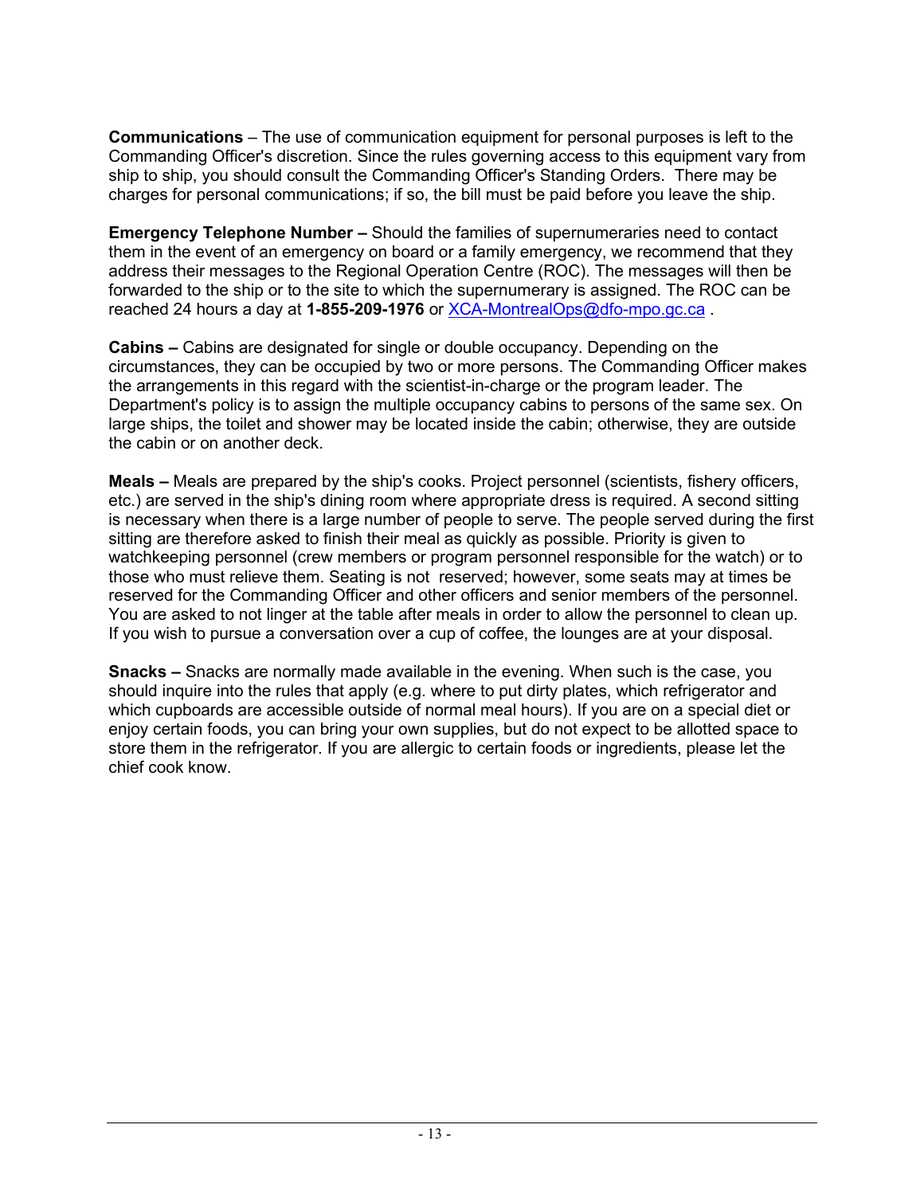**Communications** – The use of communication equipment for personal purposes is left to the Commanding Officer's discretion. Since the rules governing access to this equipment vary from ship to ship, you should consult the Commanding Officer's Standing Orders. There may be charges for personal communications; if so, the bill must be paid before you leave the ship.

**Emergency Telephone Number –** Should the families of supernumeraries need to contact them in the event of an emergency on board or a family emergency, we recommend that they address their messages to the Regional Operation Centre (ROC). The messages will then be forwarded to the ship or to the site to which the supernumerary is assigned. The ROC can be reached 24 hours a day at **1-855-209-1976** or XCA-MontrealOps@dfo-mpo.gc.ca .

**Cabins –** Cabins are designated for single or double occupancy. Depending on the circumstances, they can be occupied by two or more persons. The Commanding Officer makes the arrangements in this regard with the scientist-in-charge or the program leader. The Department's policy is to assign the multiple occupancy cabins to persons of the same sex. On large ships, the toilet and shower may be located inside the cabin; otherwise, they are outside the cabin or on another deck.

**Meals –** Meals are prepared by the ship's cooks. Project personnel (scientists, fishery officers, etc.) are served in the ship's dining room where appropriate dress is required. A second sitting is necessary when there is a large number of people to serve. The people served during the first sitting are therefore asked to finish their meal as quickly as possible. Priority is given to watchkeeping personnel (crew members or program personnel responsible for the watch) or to those who must relieve them. Seating is not reserved; however, some seats may at times be reserved for the Commanding Officer and other officers and senior members of the personnel. You are asked to not linger at the table after meals in order to allow the personnel to clean up. If you wish to pursue a conversation over a cup of coffee, the lounges are at your disposal.

**Snacks –** Snacks are normally made available in the evening. When such is the case, you should inquire into the rules that apply (e.g. where to put dirty plates, which refrigerator and which cupboards are accessible outside of normal meal hours). If you are on a special diet or enjoy certain foods, you can bring your own supplies, but do not expect to be allotted space to store them in the refrigerator. If you are allergic to certain foods or ingredients, please let the chief cook know.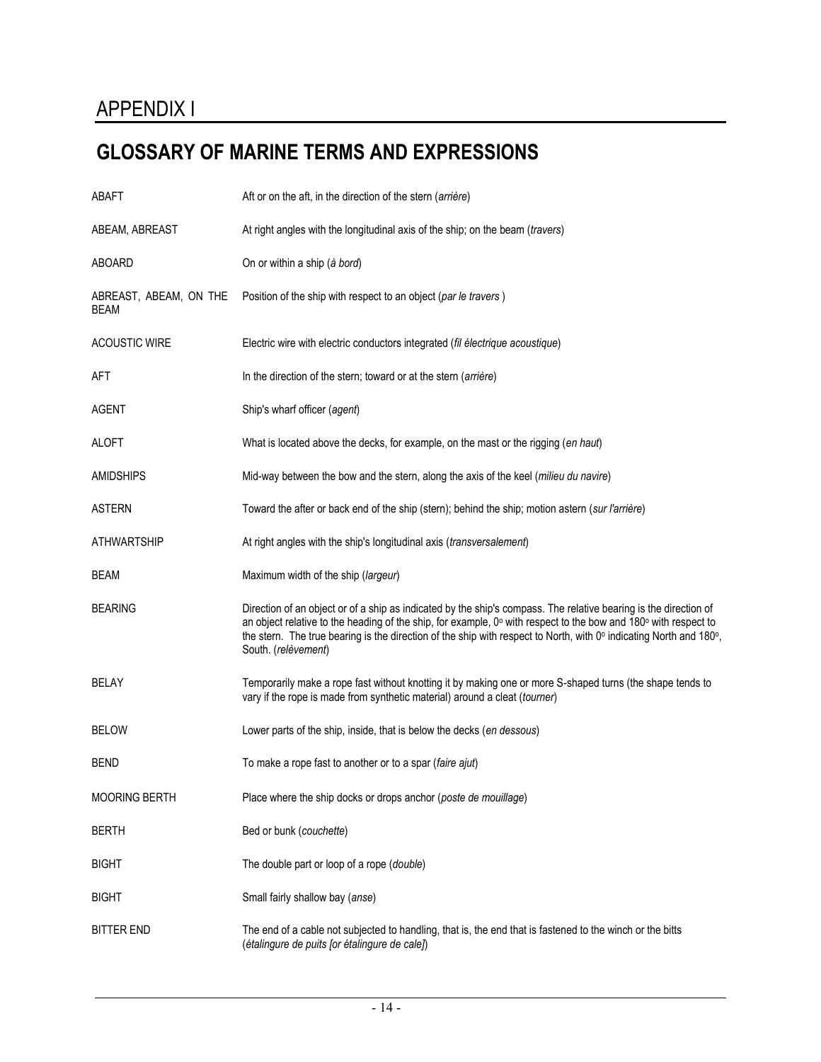# APPENDIX I

## GLOSSARY OF MARINE TERMS AND EXPRESSIONS

| | |
|---|---|
| ABAFT | Aft or on the aft, in the direction of the stern (*arrière*) |
| ABEAM, ABREAST | At right angles with the longitudinal axis of the ship; on the beam (*travers*) |
| ABOARD | On or within a ship (*à bord*) |
| ABREAST, ABEAM, ON THE BEAM | Position of the ship with respect to an object (*par le travers* ) |
| ACOUSTIC WIRE | Electric wire with electric conductors integrated (*fil électrique acoustique*) |
| AFT | In the direction of the stern; toward or at the stern (*arrière*) |
| AGENT | Ship's wharf officer (*agent*) |
| ALOFT | What is located above the decks, for example, on the mast or the rigging (*en haut*) |
| AMIDSHIPS | Mid-way between the bow and the stern, along the axis of the keel (*milieu du navire*) |
| ASTERN | Toward the after or back end of the ship (stern); behind the ship; motion astern (*sur l'arrière*) |
| ATHWARTSHIP | At right angles with the ship's longitudinal axis (*transversalement*) |
| BEAM | Maximum width of the ship (*largeur*) |
| BEARING | Direction of an object or of a ship as indicated by the ship's compass. The relative bearing is the direction of an object relative to the heading of the ship, for example, 0° with respect to the bow and 180° with respect to the stern. The true bearing is the direction of the ship with respect to North, with 0° indicating North and 180°, South. (*relèvement*) |
| BELAY | Temporarily make a rope fast without knotting it by making one or more S-shaped turns (the shape tends to vary if the rope is made from synthetic material) around a cleat (*tourner*) |
| BELOW | Lower parts of the ship, inside, that is below the decks (*en dessous*) |
| BEND | To make a rope fast to another or to a spar (*faire ajut*) |
| MOORING BERTH | Place where the ship docks or drops anchor (*poste de mouillage*) |
| BERTH | Bed or bunk (*couchette*) |
| BIGHT | The double part or loop of a rope (*double*) |
| BIGHT | Small fairly shallow bay (*anse*) |
| BITTER END | The end of a cable not subjected to handling, that is, the end that is fastened to the winch or the bitts (*étalingure de puits [or étalingure de cale]*) |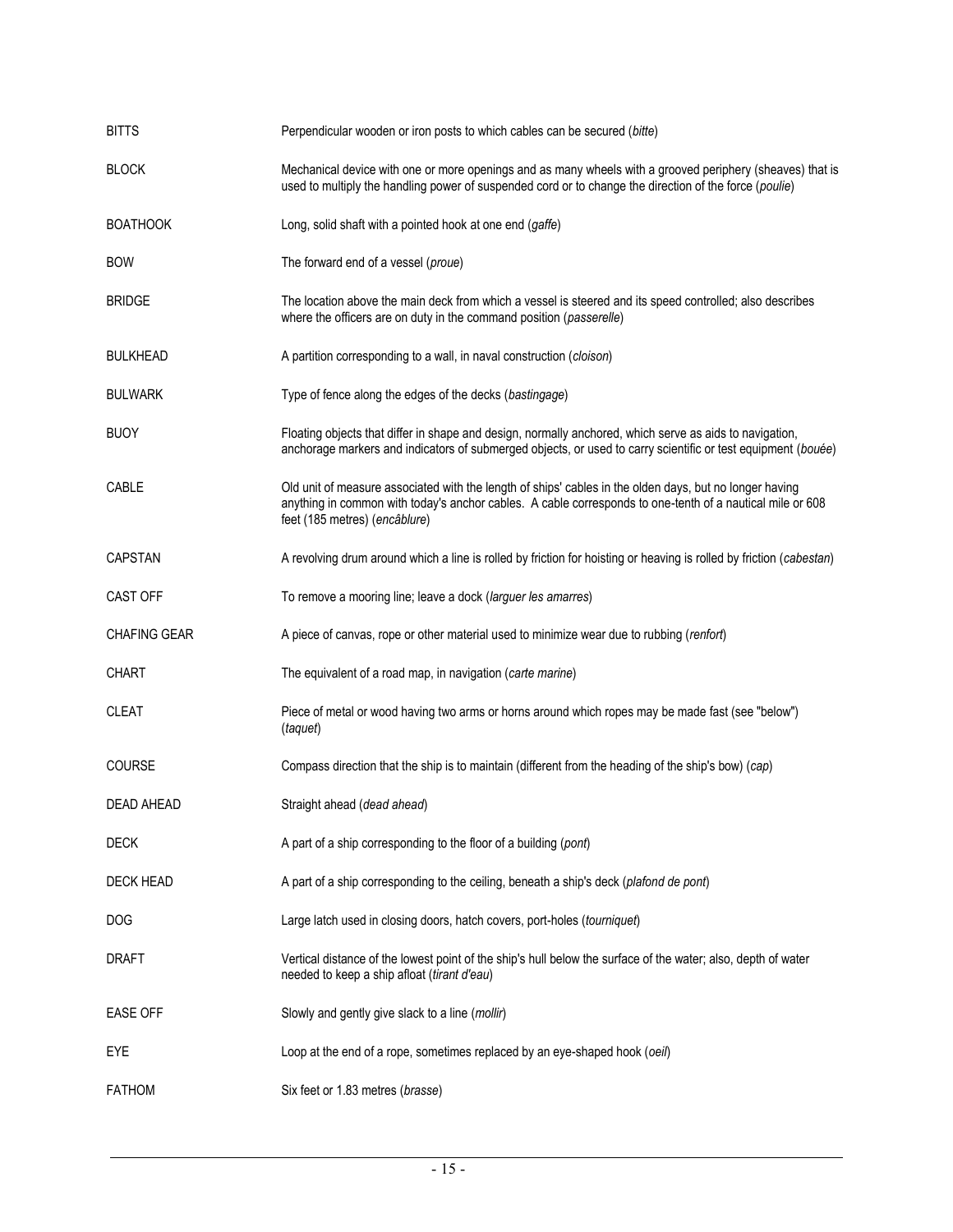| | |
|---|---|
| BITTS | Perpendicular wooden or iron posts to which cables can be secured (*bitte*) |
| BLOCK | Mechanical device with one or more openings and as many wheels with a grooved periphery (sheaves) that is used to multiply the handling power of suspended cord or to change the direction of the force (*poulie*) |
| BOATHOOK | Long, solid shaft with a pointed hook at one end (*gaffe*) |
| BOW | The forward end of a vessel (*proue*) |
| BRIDGE | The location above the main deck from which a vessel is steered and its speed controlled; also describes where the officers are on duty in the command position (*passerelle*) |
| BULKHEAD | A partition corresponding to a wall, in naval construction (*cloison*) |
| BULWARK | Type of fence along the edges of the decks (*bastingage*) |
| BUOY | Floating objects that differ in shape and design, normally anchored, which serve as aids to navigation, anchorage markers and indicators of submerged objects, or used to carry scientific or test equipment (*bouée*) |
| CABLE | Old unit of measure associated with the length of ships' cables in the olden days, but no longer having anything in common with today's anchor cables. A cable corresponds to one-tenth of a nautical mile or 608 feet (185 metres) (*encâblure*) |
| CAPSTAN | A revolving drum around which a line is rolled by friction for hoisting or heaving is rolled by friction (*cabestan*) |
| CAST OFF | To remove a mooring line; leave a dock (*larguer les amarres*) |
| CHAFING GEAR | A piece of canvas, rope or other material used to minimize wear due to rubbing (*renfort*) |
| CHART | The equivalent of a road map, in navigation (*carte marine*) |
| CLEAT | Piece of metal or wood having two arms or horns around which ropes may be made fast (see "below") (*taquet*) |
| COURSE | Compass direction that the ship is to maintain (different from the heading of the ship's bow) (*cap*) |
| DEAD AHEAD | Straight ahead (*dead ahead*) |
| DECK | A part of a ship corresponding to the floor of a building (*pont*) |
| DECK HEAD | A part of a ship corresponding to the ceiling, beneath a ship's deck (*plafond de pont*) |
| DOG | Large latch used in closing doors, hatch covers, port-holes (*tourniquet*) |
| DRAFT | Vertical distance of the lowest point of the ship's hull below the surface of the water; also, depth of water needed to keep a ship afloat (*tirant d'eau*) |
| EASE OFF | Slowly and gently give slack to a line (*mollir*) |
| EYE | Loop at the end of a rope, sometimes replaced by an eye-shaped hook (*oeil*) |
| FATHOM | Six feet or 1.83 metres (*brasse*) |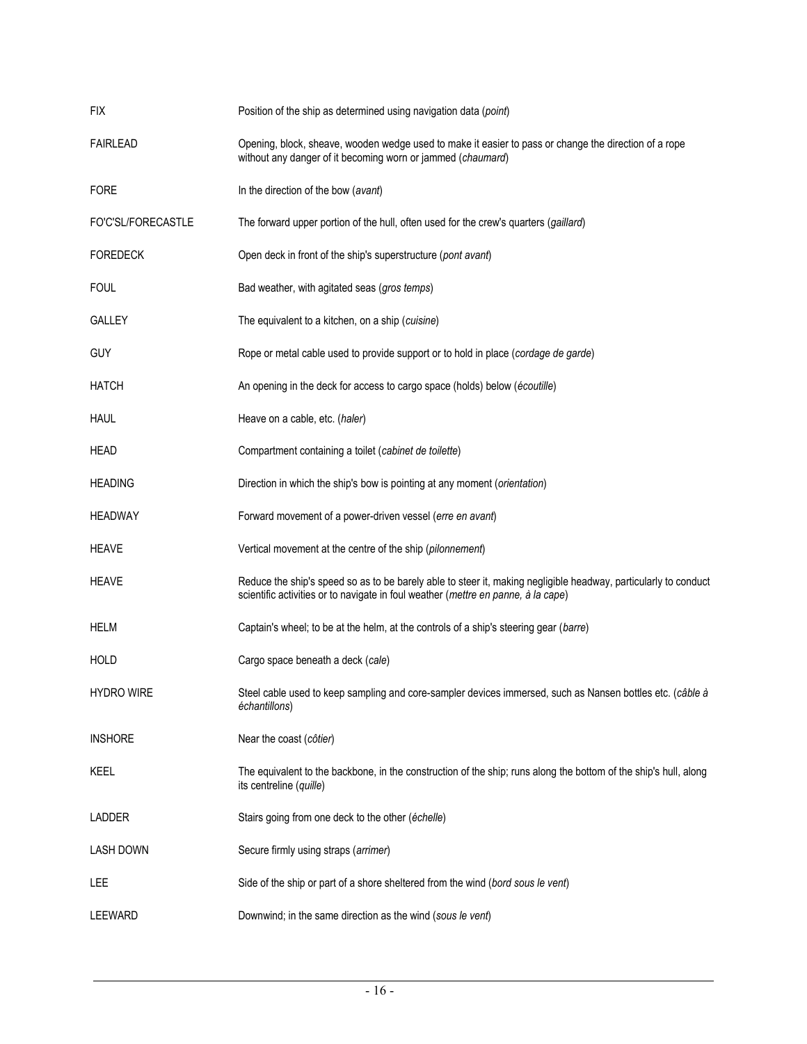| | |
|---|---|
| FIX | Position of the ship as determined using navigation data (*point*) |
| FAIRLEAD | Opening, block, sheave, wooden wedge used to make it easier to pass or change the direction of a rope without any danger of it becoming worn or jammed (*chaumard*) |
| FORE | In the direction of the bow (*avant*) |
| FO'C'SL/FORECASTLE | The forward upper portion of the hull, often used for the crew's quarters (*gaillard*) |
| FOREDECK | Open deck in front of the ship's superstructure (*pont avant*) |
| FOUL | Bad weather, with agitated seas (*gros temps*) |
| GALLEY | The equivalent to a kitchen, on a ship (*cuisine*) |
| GUY | Rope or metal cable used to provide support or to hold in place (*cordage de garde*) |
| HATCH | An opening in the deck for access to cargo space (holds) below (*écoutille*) |
| HAUL | Heave on a cable, etc. (*haler*) |
| HEAD | Compartment containing a toilet (*cabinet de toilette*) |
| HEADING | Direction in which the ship's bow is pointing at any moment (*orientation*) |
| HEADWAY | Forward movement of a power-driven vessel (*erre en avant*) |
| HEAVE | Vertical movement at the centre of the ship (*pilonnement*) |
| HEAVE | Reduce the ship's speed so as to be barely able to steer it, making negligible headway, particularly to conduct scientific activities or to navigate in foul weather (*mettre en panne, à la cape*) |
| HELM | Captain's wheel; to be at the helm, at the controls of a ship's steering gear (*barre*) |
| HOLD | Cargo space beneath a deck (*cale*) |
| HYDRO WIRE | Steel cable used to keep sampling and core-sampler devices immersed, such as Nansen bottles etc. (*câble à échantillons*) |
| INSHORE | Near the coast (*côtier*) |
| KEEL | The equivalent to the backbone, in the construction of the ship; runs along the bottom of the ship's hull, along its centreline (*quille*) |
| LADDER | Stairs going from one deck to the other (*échelle*) |
| LASH DOWN | Secure firmly using straps (*arrimer*) |
| LEE | Side of the ship or part of a shore sheltered from the wind (*bord sous le vent*) |
| LEEWARD | Downwind; in the same direction as the wind (*sous le vent*) |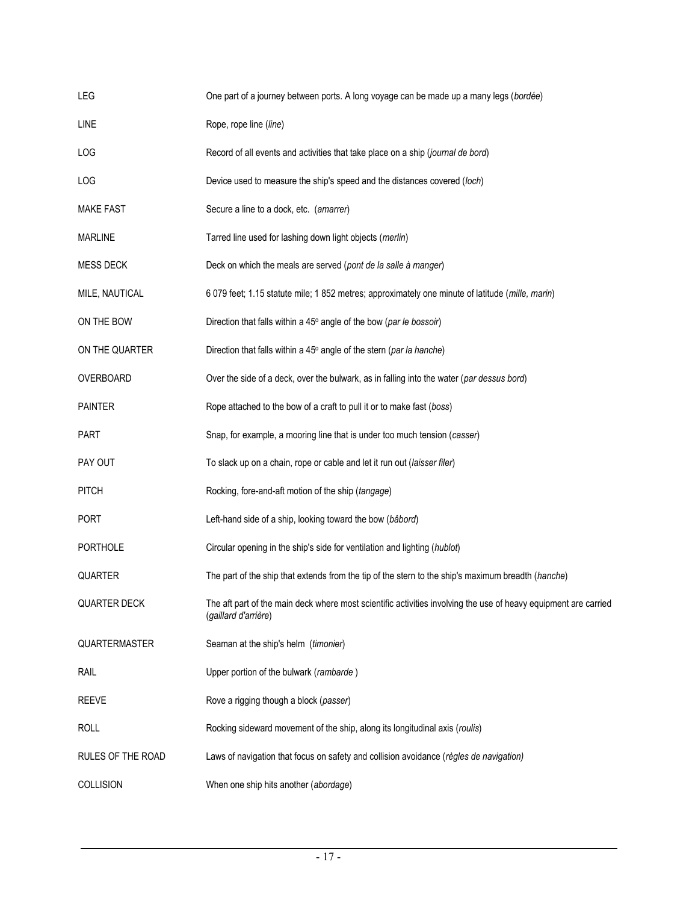| | |
|---|---|
| LEG | One part of a journey between ports. A long voyage can be made up a many legs (*bordée*) |
| LINE | Rope, rope line (*line*) |
| LOG | Record of all events and activities that take place on a ship (*journal de bord*) |
| LOG | Device used to measure the ship's speed and the distances covered (*loch*) |
| MAKE FAST | Secure a line to a dock, etc. (*amarrer*) |
| MARLINE | Tarred line used for lashing down light objects (*merlin*) |
| MESS DECK | Deck on which the meals are served (*pont de la salle à manger*) |
| MILE, NAUTICAL | 6 079 feet; 1.15 statute mile; 1 852 metres; approximately one minute of latitude (*mille, marin*) |
| ON THE BOW | Direction that falls within a 45° angle of the bow (*par le bossoir*) |
| ON THE QUARTER | Direction that falls within a 45° angle of the stern (*par la hanche*) |
| OVERBOARD | Over the side of a deck, over the bulwark, as in falling into the water (*par dessus bord*) |
| PAINTER | Rope attached to the bow of a craft to pull it or to make fast (*boss*) |
| PART | Snap, for example, a mooring line that is under too much tension (*casser*) |
| PAY OUT | To slack up on a chain, rope or cable and let it run out (*laisser filer*) |
| PITCH | Rocking, fore-and-aft motion of the ship (*tangage*) |
| PORT | Left-hand side of a ship, looking toward the bow (*bâbord*) |
| PORTHOLE | Circular opening in the ship's side for ventilation and lighting (*hublot*) |
| QUARTER | The part of the ship that extends from the tip of the stern to the ship's maximum breadth (*hanche*) |
| QUARTER DECK | The aft part of the main deck where most scientific activities involving the use of heavy equipment are carried (*gaillard d'arrière*) |
| QUARTERMASTER | Seaman at the ship's helm (*timonier*) |
| RAIL | Upper portion of the bulwark (*rambarde* ) |
| REEVE | Rove a rigging though a block (*passer*) |
| ROLL | Rocking sideward movement of the ship, along its longitudinal axis (*roulis*) |
| RULES OF THE ROAD | Laws of navigation that focus on safety and collision avoidance (*règles de navigation)* |
| COLLISION | When one ship hits another (*abordage*) |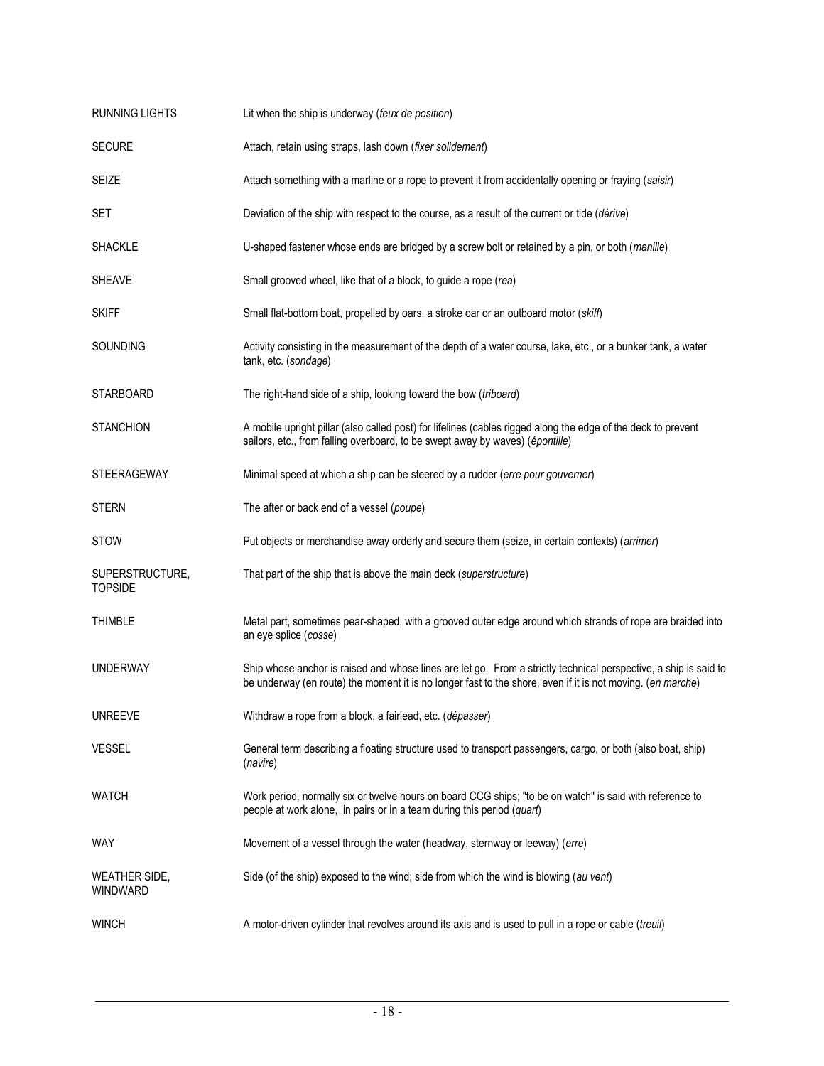| | |
|---|---|
| RUNNING LIGHTS | Lit when the ship is underway (*feux de position*) |
| SECURE | Attach, retain using straps, lash down (*fixer solidement*) |
| SEIZE | Attach something with a marline or a rope to prevent it from accidentally opening or fraying (*saisir*) |
| SET | Deviation of the ship with respect to the course, as a result of the current or tide (*dérive*) |
| SHACKLE | U-shaped fastener whose ends are bridged by a screw bolt or retained by a pin, or both (*manille*) |
| SHEAVE | Small grooved wheel, like that of a block, to guide a rope (*rea*) |
| SKIFF | Small flat-bottom boat, propelled by oars, a stroke oar or an outboard motor (*skiff*) |
| SOUNDING | Activity consisting in the measurement of the depth of a water course, lake, etc., or a bunker tank, a water tank, etc. (*sondage*) |
| STARBOARD | The right-hand side of a ship, looking toward the bow (*triboard*) |
| STANCHION | A mobile upright pillar (also called post) for lifelines (cables rigged along the edge of the deck to prevent sailors, etc., from falling overboard, to be swept away by waves) (*épontille*) |
| STEERAGEWAY | Minimal speed at which a ship can be steered by a rudder (*erre pour gouverner*) |
| STERN | The after or back end of a vessel (*poupe*) |
| STOW | Put objects or merchandise away orderly and secure them (seize, in certain contexts) (*arrimer*) |
| SUPERSTRUCTURE, TOPSIDE | That part of the ship that is above the main deck (*superstructure*) |
| THIMBLE | Metal part, sometimes pear-shaped, with a grooved outer edge around which strands of rope are braided into an eye splice (*cosse*) |
| UNDERWAY | Ship whose anchor is raised and whose lines are let go. From a strictly technical perspective, a ship is said to be underway (en route) the moment it is no longer fast to the shore, even if it is not moving. (*en marche*) |
| UNREEVE | Withdraw a rope from a block, a fairlead, etc. (*dépasser*) |
| VESSEL | General term describing a floating structure used to transport passengers, cargo, or both (also boat, ship) (*navire*) |
| WATCH | Work period, normally six or twelve hours on board CCG ships; "to be on watch" is said with reference to people at work alone, in pairs or in a team during this period (*quart*) |
| WAY | Movement of a vessel through the water (headway, sternway or leeway) (*erre*) |
| WEATHER SIDE, WINDWARD | Side (of the ship) exposed to the wind; side from which the wind is blowing (*au vent*) |
| WINCH | A motor-driven cylinder that revolves around its axis and is used to pull in a rope or cable (*treuil*) |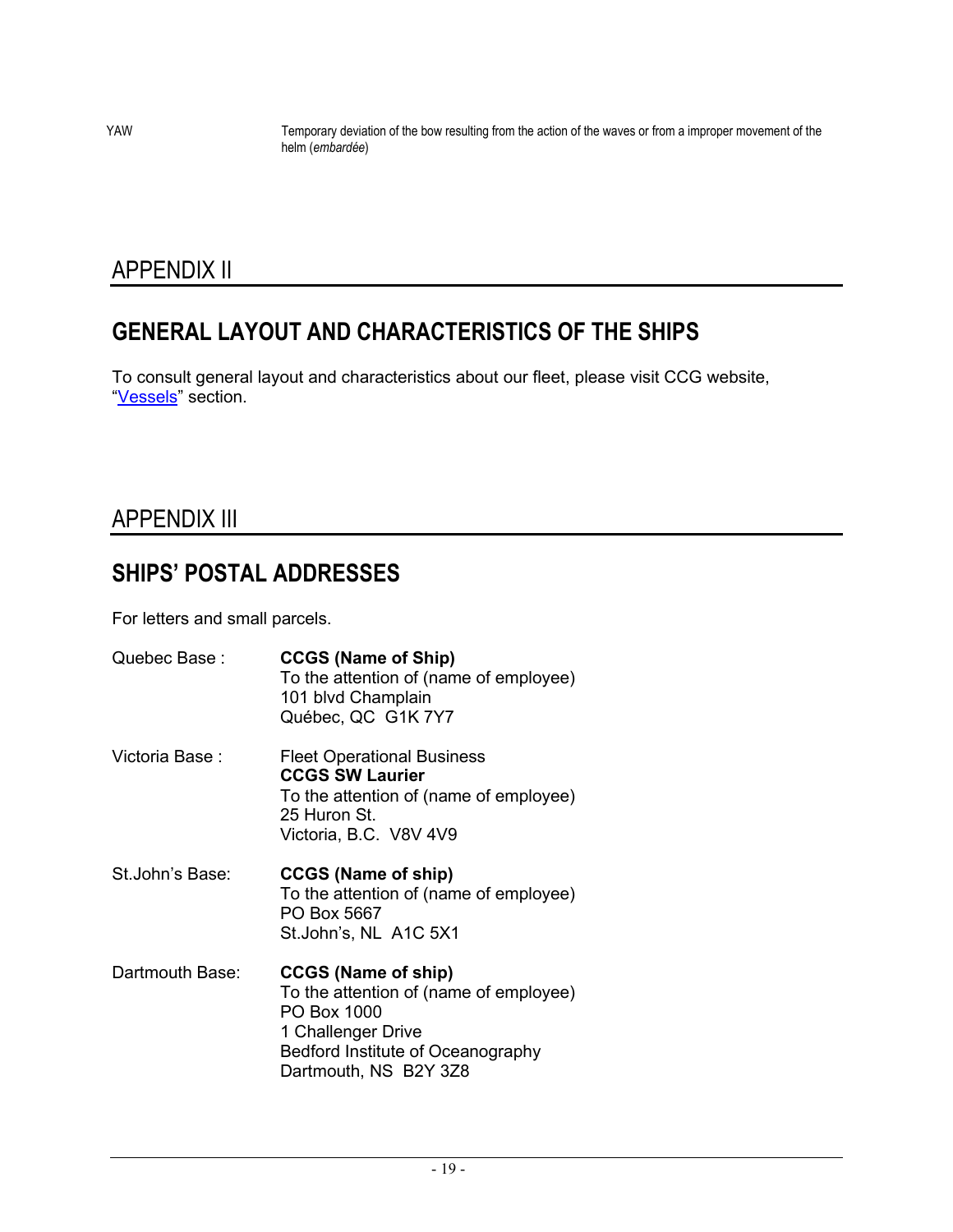| | |
|---|---|
| YAW | Temporary deviation of the bow resulting from the action of the waves or from a improper movement of the helm (*embardée*) |

# APPENDIX II

## GENERAL LAYOUT AND CHARACTERISTICS OF THE SHIPS

To consult general layout and characteristics about our fleet, please visit CCG website, "Vessels" section.

# APPENDIX III

## SHIPS' POSTAL ADDRESSES

For letters and small parcels.

Quebec Base :

**CCGS (Name of Ship)**
To the attention of (name of employee)
101 blvd Champlain
Québec, QC G1K 7Y7

Victoria Base :

Fleet Operational Business
**CCGS SW Laurier**
To the attention of (name of employee)
25 Huron St.
Victoria, B.C. V8V 4V9

St.John's Base:

**CCGS (Name of ship)**
To the attention of (name of employee)
PO Box 5667
St.John's, NL A1C 5X1

Dartmouth Base:

**CCGS (Name of ship)**
To the attention of (name of employee)
PO Box 1000
1 Challenger Drive
Bedford Institute of Oceanography
Dartmouth, NS B2Y 3Z8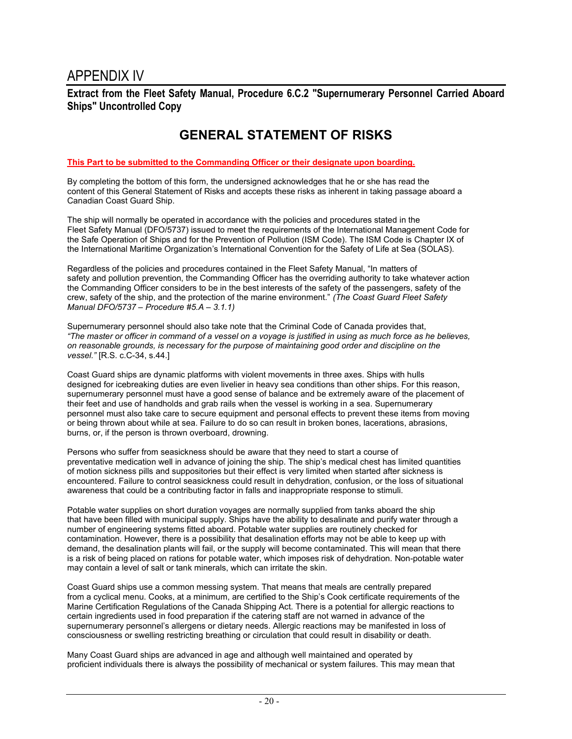# APPENDIX IV

**Extract from the Fleet Safety Manual, Procedure 6.C.2 "Supernumerary Personnel Carried Aboard Ships" Uncontrolled Copy**

## GENERAL STATEMENT OF RISKS

**This Part to be submitted to the Commanding Officer or their designate upon boarding.**

By completing the bottom of this form, the undersigned acknowledges that he or she has read the content of this General Statement of Risks and accepts these risks as inherent in taking passage aboard a Canadian Coast Guard Ship.

The ship will normally be operated in accordance with the policies and procedures stated in the Fleet Safety Manual (DFO/5737) issued to meet the requirements of the International Management Code for the Safe Operation of Ships and for the Prevention of Pollution (ISM Code). The ISM Code is Chapter IX of the International Maritime Organization's International Convention for the Safety of Life at Sea (SOLAS).

Regardless of the policies and procedures contained in the Fleet Safety Manual, "In matters of safety and pollution prevention, the Commanding Officer has the overriding authority to take whatever action the Commanding Officer considers to be in the best interests of the safety of the passengers, safety of the crew, safety of the ship, and the protection of the marine environment." *(The Coast Guard Fleet Safety Manual DFO/5737 – Procedure #5.A – 3.1.1)*

Supernumerary personnel should also take note that the Criminal Code of Canada provides that, *"The master or officer in command of a vessel on a voyage is justified in using as much force as he believes, on reasonable grounds, is necessary for the purpose of maintaining good order and discipline on the vessel."* [R.S. c.C-34, s.44.]

Coast Guard ships are dynamic platforms with violent movements in three axes. Ships with hulls designed for icebreaking duties are even livelier in heavy sea conditions than other ships. For this reason, supernumerary personnel must have a good sense of balance and be extremely aware of the placement of their feet and use of handholds and grab rails when the vessel is working in a sea. Supernumerary personnel must also take care to secure equipment and personal effects to prevent these items from moving or being thrown about while at sea. Failure to do so can result in broken bones, lacerations, abrasions, burns, or, if the person is thrown overboard, drowning.

Persons who suffer from seasickness should be aware that they need to start a course of preventative medication well in advance of joining the ship. The ship's medical chest has limited quantities of motion sickness pills and suppositories but their effect is very limited when started after sickness is encountered. Failure to control seasickness could result in dehydration, confusion, or the loss of situational awareness that could be a contributing factor in falls and inappropriate response to stimuli.

Potable water supplies on short duration voyages are normally supplied from tanks aboard the ship that have been filled with municipal supply. Ships have the ability to desalinate and purify water through a number of engineering systems fitted aboard. Potable water supplies are routinely checked for contamination. However, there is a possibility that desalination efforts may not be able to keep up with demand, the desalination plants will fail, or the supply will become contaminated. This will mean that there is a risk of being placed on rations for potable water, which imposes risk of dehydration. Non-potable water may contain a level of salt or tank minerals, which can irritate the skin.

Coast Guard ships use a common messing system. That means that meals are centrally prepared from a cyclical menu. Cooks, at a minimum, are certified to the Ship's Cook certificate requirements of the Marine Certification Regulations of the Canada Shipping Act. There is a potential for allergic reactions to certain ingredients used in food preparation if the catering staff are not warned in advance of the supernumerary personnel's allergens or dietary needs. Allergic reactions may be manifested in loss of consciousness or swelling restricting breathing or circulation that could result in disability or death.

Many Coast Guard ships are advanced in age and although well maintained and operated by proficient individuals there is always the possibility of mechanical or system failures. This may mean that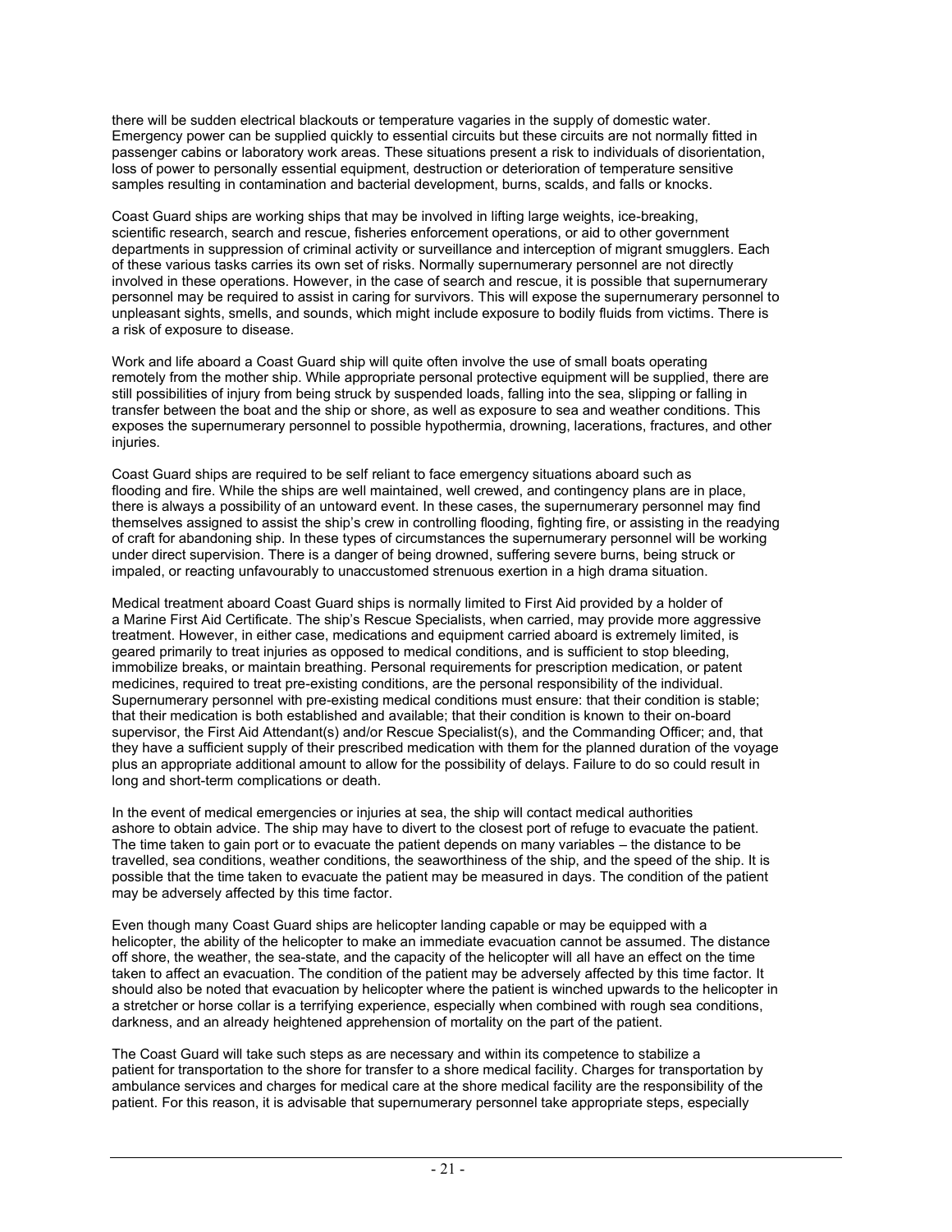there will be sudden electrical blackouts or temperature vagaries in the supply of domestic water. Emergency power can be supplied quickly to essential circuits but these circuits are not normally fitted in passenger cabins or laboratory work areas. These situations present a risk to individuals of disorientation, loss of power to personally essential equipment, destruction or deterioration of temperature sensitive samples resulting in contamination and bacterial development, burns, scalds, and falls or knocks.

Coast Guard ships are working ships that may be involved in lifting large weights, ice-breaking, scientific research, search and rescue, fisheries enforcement operations, or aid to other government departments in suppression of criminal activity or surveillance and interception of migrant smugglers. Each of these various tasks carries its own set of risks. Normally supernumerary personnel are not directly involved in these operations. However, in the case of search and rescue, it is possible that supernumerary personnel may be required to assist in caring for survivors. This will expose the supernumerary personnel to unpleasant sights, smells, and sounds, which might include exposure to bodily fluids from victims. There is a risk of exposure to disease.

Work and life aboard a Coast Guard ship will quite often involve the use of small boats operating remotely from the mother ship. While appropriate personal protective equipment will be supplied, there are still possibilities of injury from being struck by suspended loads, falling into the sea, slipping or falling in transfer between the boat and the ship or shore, as well as exposure to sea and weather conditions. This exposes the supernumerary personnel to possible hypothermia, drowning, lacerations, fractures, and other injuries.

Coast Guard ships are required to be self reliant to face emergency situations aboard such as flooding and fire. While the ships are well maintained, well crewed, and contingency plans are in place, there is always a possibility of an untoward event. In these cases, the supernumerary personnel may find themselves assigned to assist the ship's crew in controlling flooding, fighting fire, or assisting in the readying of craft for abandoning ship. In these types of circumstances the supernumerary personnel will be working under direct supervision. There is a danger of being drowned, suffering severe burns, being struck or impaled, or reacting unfavourably to unaccustomed strenuous exertion in a high drama situation.

Medical treatment aboard Coast Guard ships is normally limited to First Aid provided by a holder of a Marine First Aid Certificate. The ship's Rescue Specialists, when carried, may provide more aggressive treatment. However, in either case, medications and equipment carried aboard is extremely limited, is geared primarily to treat injuries as opposed to medical conditions, and is sufficient to stop bleeding, immobilize breaks, or maintain breathing. Personal requirements for prescription medication, or patent medicines, required to treat pre-existing conditions, are the personal responsibility of the individual. Supernumerary personnel with pre-existing medical conditions must ensure: that their condition is stable; that their medication is both established and available; that their condition is known to their on-board supervisor, the First Aid Attendant(s) and/or Rescue Specialist(s), and the Commanding Officer; and, that they have a sufficient supply of their prescribed medication with them for the planned duration of the voyage plus an appropriate additional amount to allow for the possibility of delays. Failure to do so could result in long and short-term complications or death.

In the event of medical emergencies or injuries at sea, the ship will contact medical authorities ashore to obtain advice. The ship may have to divert to the closest port of refuge to evacuate the patient. The time taken to gain port or to evacuate the patient depends on many variables – the distance to be travelled, sea conditions, weather conditions, the seaworthiness of the ship, and the speed of the ship. It is possible that the time taken to evacuate the patient may be measured in days. The condition of the patient may be adversely affected by this time factor.

Even though many Coast Guard ships are helicopter landing capable or may be equipped with a helicopter, the ability of the helicopter to make an immediate evacuation cannot be assumed. The distance off shore, the weather, the sea-state, and the capacity of the helicopter will all have an effect on the time taken to affect an evacuation. The condition of the patient may be adversely affected by this time factor. It should also be noted that evacuation by helicopter where the patient is winched upwards to the helicopter in a stretcher or horse collar is a terrifying experience, especially when combined with rough sea conditions, darkness, and an already heightened apprehension of mortality on the part of the patient.

The Coast Guard will take such steps as are necessary and within its competence to stabilize a patient for transportation to the shore for transfer to a shore medical facility. Charges for transportation by ambulance services and charges for medical care at the shore medical facility are the responsibility of the patient. For this reason, it is advisable that supernumerary personnel take appropriate steps, especially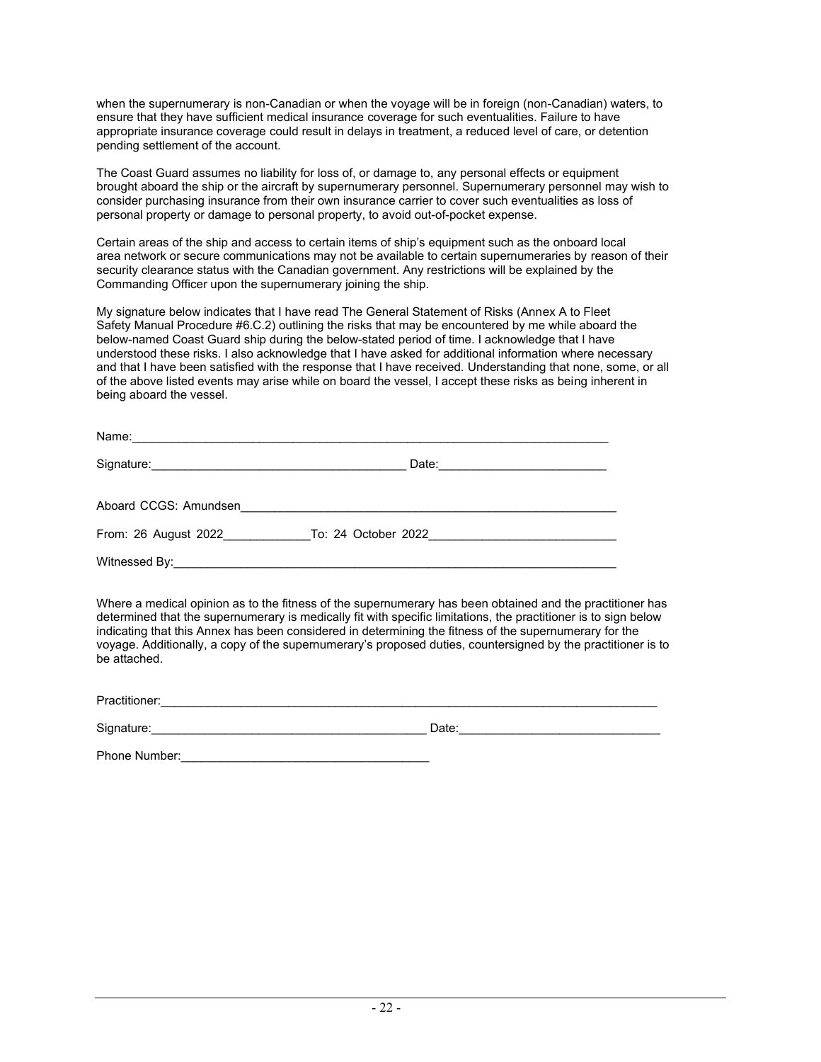when the supernumerary is non-Canadian or when the voyage will be in foreign (non-Canadian) waters, to ensure that they have sufficient medical insurance coverage for such eventualities. Failure to have appropriate insurance coverage could result in delays in treatment, a reduced level of care, or detention pending settlement of the account.

The Coast Guard assumes no liability for loss of, or damage to, any personal effects or equipment brought aboard the ship or the aircraft by supernumerary personnel. Supernumerary personnel may wish to consider purchasing insurance from their own insurance carrier to cover such eventualities as loss of personal property or damage to personal property, to avoid out-of-pocket expense.

Certain areas of the ship and access to certain items of ship's equipment such as the onboard local area network or secure communications may not be available to certain supernumeraries by reason of their security clearance status with the Canadian government. Any restrictions will be explained by the Commanding Officer upon the supernumerary joining the ship.

My signature below indicates that I have read The General Statement of Risks (Annex A to Fleet Safety Manual Procedure #6.C.2) outlining the risks that may be encountered by me while aboard the below-named Coast Guard ship during the below-stated period of time. I acknowledge that I have understood these risks. I also acknowledge that I have asked for additional information where necessary and that I have been satisfied with the response that I have received. Understanding that none, some, or all of the above listed events may arise while on board the vessel, I accept these risks as being inherent in being aboard the vessel.

Name:______________________________________________________________________

Signature:____________________________________ Date:________________________

Aboard CCGS: Amundsen________________________________________________________

From: 26 August 2022____________To: 24 October 2022__________________________

Witnessed By:_________________________________________________________________

Where a medical opinion as to the fitness of the supernumerary has been obtained and the practitioner has determined that the supernumerary is medically fit with specific limitations, the practitioner is to sign below indicating that this Annex has been considered in determining the fitness of the supernumerary for the voyage. Additionally, a copy of the supernumerary's proposed duties, countersigned by the practitioner is to be attached.

Practitioner:_____________________________________________________________________

Signature:______________________________________ Date:____________________________

Phone Number:___________________________________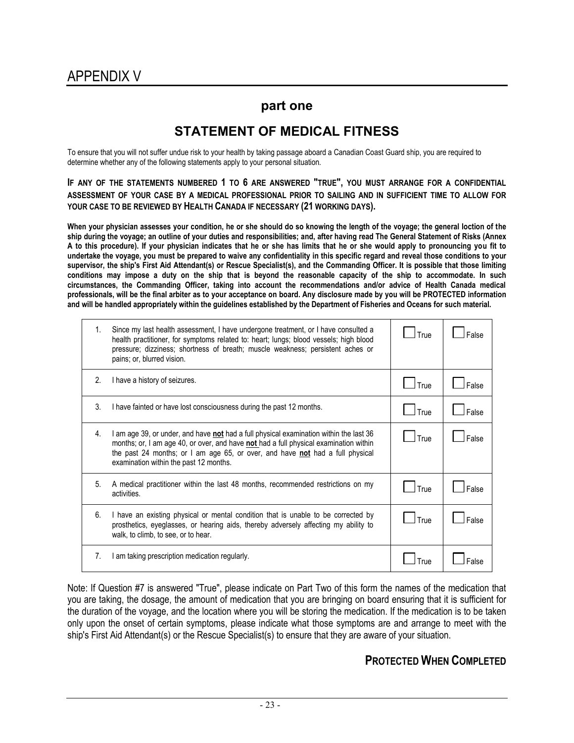# APPENDIX V

## part one

## STATEMENT OF MEDICAL FITNESS

To ensure that you will not suffer undue risk to your health by taking passage aboard a Canadian Coast Guard ship, you are required to determine whether any of the following statements apply to your personal situation.

**IF ANY OF THE STATEMENTS NUMBERED 1 TO 6 ARE ANSWERED "TRUE", YOU MUST ARRANGE FOR A CONFIDENTIAL ASSESSMENT OF YOUR CASE BY A MEDICAL PROFESSIONAL PRIOR TO SAILING AND IN SUFFICIENT TIME TO ALLOW FOR YOUR CASE TO BE REVIEWED BY HEALTH CANADA IF NECESSARY (21 WORKING DAYS).**

**When your physician assesses your condition, he or she should do so knowing the length of the voyage; the general loction of the ship during the voyage; an outline of your duties and responsibilities; and, after having read The General Statement of Risks (Annex A to this procedure). If your physician indicates that he or she has limits that he or she would apply to pronouncing you fit to undertake the voyage, you must be prepared to waive any confidentiality in this specific regard and reveal those conditions to your supervisor, the ship's First Aid Attendant(s) or Rescue Specialist(s), and the Commanding Officer. It is possible that those limiting conditions may impose a duty on the ship that is beyond the reasonable capacity of the ship to accommodate. In such circumstances, the Commanding Officer, taking into account the recommendations and/or advice of Health Canada medical professionals, will be the final arbiter as to your acceptance on board. Any disclosure made by you will be PROTECTED information and will be handled appropriately within the guidelines established by the Department of Fisheries and Oceans for such material.**

| | | | |
|---|---|---|---|
| 1. | Since my last health assessment, I have undergone treatment, or I have consulted a health practitioner, for symptoms related to: heart; lungs; blood vessels; high blood pressure; dizziness; shortness of breath; muscle weakness; persistent aches or pains; or, blurred vision. | ☐ True | ☐ False |
| 2. | I have a history of seizures. | ☐ True | ☐ False |
| 3. | I have fainted or have lost consciousness during the past 12 months. | ☐ True | ☐ False |
| 4. | I am age 39, or under, and have **not** had a full physical examination within the last 36 months; or, I am age 40, or over, and have **not** had a full physical examination within the past 24 months; or I am age 65, or over, and have **not** had a full physical examination within the past 12 months. | ☐ True | ☐ False |
| 5. | A medical practitioner within the last 48 months, recommended restrictions on my activities. | ☐ True | ☐ False |
| 6. | I have an existing physical or mental condition that is unable to be corrected by prosthetics, eyeglasses, or hearing aids, thereby adversely affecting my ability to walk, to climb, to see, or to hear. | ☐ True | ☐ False |
| 7. | I am taking prescription medication regularly. | ☐ True | ☐ False |

Note: If Question #7 is answered "True", please indicate on Part Two of this form the names of the medication that you are taking, the dosage, the amount of medication that you are bringing on board ensuring that it is sufficient for the duration of the voyage, and the location where you will be storing the medication. If the medication is to be taken only upon the onset of certain symptoms, please indicate what those symptoms are and arrange to meet with the ship's First Aid Attendant(s) or the Rescue Specialist(s) to ensure that they are aware of your situation.

**PROTECTED WHEN COMPLETED**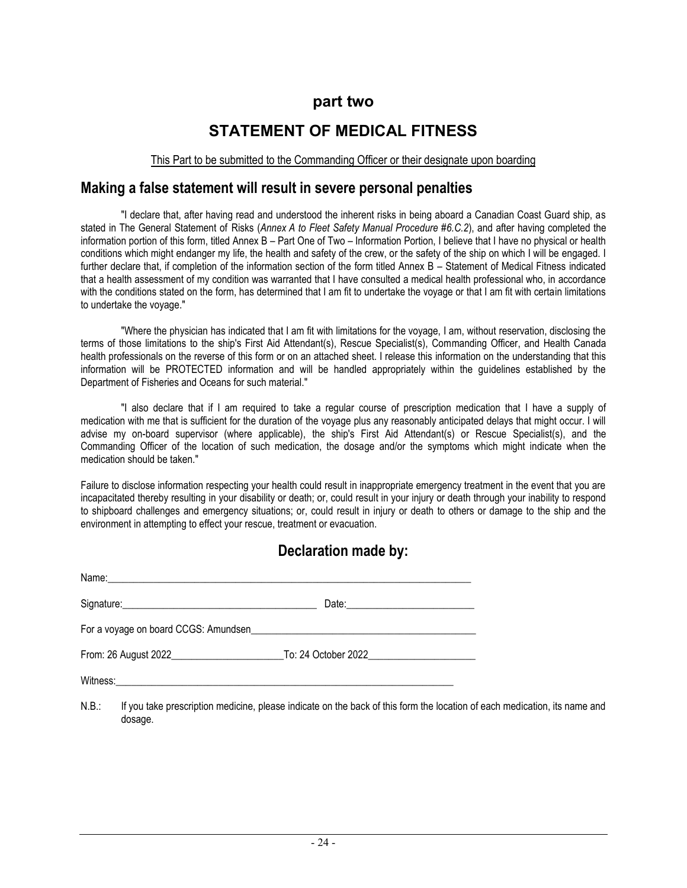## part two

# STATEMENT OF MEDICAL FITNESS

This Part to be submitted to the Commanding Officer or their designate upon boarding

## Making a false statement will result in severe personal penalties

"I declare that, after having read and understood the inherent risks in being aboard a Canadian Coast Guard ship, as stated in The General Statement of Risks (*Annex A to Fleet Safety Manual Procedure #6.C.2*), and after having completed the information portion of this form, titled Annex B – Part One of Two – Information Portion, I believe that I have no physical or health conditions which might endanger my life, the health and safety of the crew, or the safety of the ship on which I will be engaged. I further declare that, if completion of the information section of the form titled Annex B – Statement of Medical Fitness indicated that a health assessment of my condition was warranted that I have consulted a medical health professional who, in accordance with the conditions stated on the form, has determined that I am fit to undertake the voyage or that I am fit with certain limitations to undertake the voyage."

"Where the physician has indicated that I am fit with limitations for the voyage, I am, without reservation, disclosing the terms of those limitations to the ship's First Aid Attendant(s), Rescue Specialist(s), Commanding Officer, and Health Canada health professionals on the reverse of this form or on an attached sheet. I release this information on the understanding that this information will be PROTECTED information and will be handled appropriately within the guidelines established by the Department of Fisheries and Oceans for such material."

"I also declare that if I am required to take a regular course of prescription medication that I have a supply of medication with me that is sufficient for the duration of the voyage plus any reasonably anticipated delays that might occur. I will advise my on-board supervisor (where applicable), the ship's First Aid Attendant(s) or Rescue Specialist(s), and the Commanding Officer of the location of such medication, the dosage and/or the symptoms which might indicate when the medication should be taken."

Failure to disclose information respecting your health could result in inappropriate emergency treatment in the event that you are incapacitated thereby resulting in your disability or death; or, could result in your injury or death through your inability to respond to shipboard challenges and emergency situations; or, could result in injury or death to others or damage to the ship and the environment in attempting to effect your rescue, treatment or evacuation.

## Declaration made by:

Name:\_\_\_\_\_\_\_\_\_\_\_\_\_\_\_\_\_\_\_\_\_\_\_\_\_\_\_\_\_\_\_\_\_\_\_\_\_\_\_\_

Signature:\_\_\_\_\_\_\_\_\_\_\_\_\_\_\_\_\_\_\_\_\_\_\_\_ Date:\_\_\_\_\_\_\_\_\_\_\_\_\_\_\_\_

For a voyage on board CCGS: Amundsen\_\_\_\_\_\_\_\_\_\_\_\_\_\_\_\_\_\_\_\_\_\_\_\_

From: 26 August 2022\_\_\_\_\_\_\_\_\_\_\_\_\_\_To: 24 October 2022\_\_\_\_\_\_\_\_\_\_\_\_\_\_

Witness:\_\_\_\_\_\_\_\_\_\_\_\_\_\_\_\_\_\_\_\_\_\_\_\_\_\_\_\_\_\_\_\_\_\_\_\_\_\_\_\_

N.B.: If you take prescription medicine, please indicate on the back of this form the location of each medication, its name and dosage.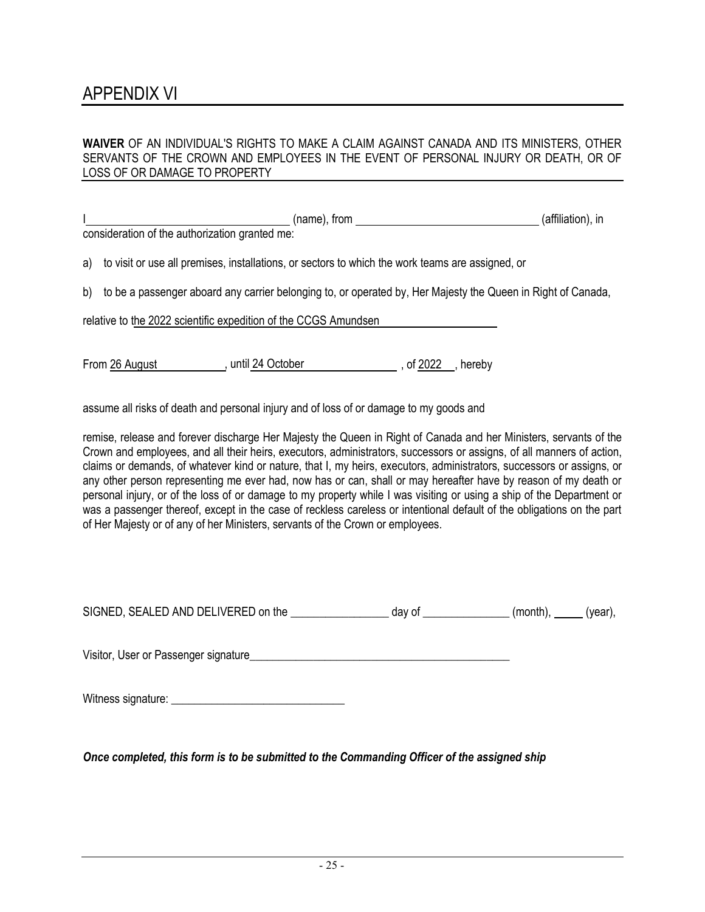# APPENDIX VI

**WAIVER** OF AN INDIVIDUAL'S RIGHTS TO MAKE A CLAIM AGAINST CANADA AND ITS MINISTERS, OTHER SERVANTS OF THE CROWN AND EMPLOYEES IN THE EVENT OF PERSONAL INJURY OR DEATH, OR OF LOSS OF OR DAMAGE TO PROPERTY

I ______________________________ (name), from ______________________________ (affiliation), in consideration of the authorization granted me:

a) to visit or use all premises, installations, or sectors to which the work teams are assigned, or

b) to be a passenger aboard any carrier belonging to, or operated by, Her Majesty the Queen in Right of Canada,

relative to the 2022 scientific expedition of the CCGS Amundsen

From 26 August, until 24 October, of 2022, hereby

assume all risks of death and personal injury and of loss of or damage to my goods and

remise, release and forever discharge Her Majesty the Queen in Right of Canada and her Ministers, servants of the Crown and employees, and all their heirs, executors, administrators, successors or assigns, of all manners of action, claims or demands, of whatever kind or nature, that I, my heirs, executors, administrators, successors or assigns, or any other person representing me ever had, now has or can, shall or may hereafter have by reason of my death or personal injury, or of the loss of or damage to my property while I was visiting or using a ship of the Department or was a passenger thereof, except in the case of reckless careless or intentional default of the obligations on the part of Her Majesty or of any of her Ministers, servants of the Crown or employees.

SIGNED, SEALED AND DELIVERED on the _________________ day of _______________ (month), _____ (year),

Visitor, User or Passenger signature_______________________________________________

Witness signature: ______________________________

***Once completed, this form is to be submitted to the Commanding Officer of the assigned ship***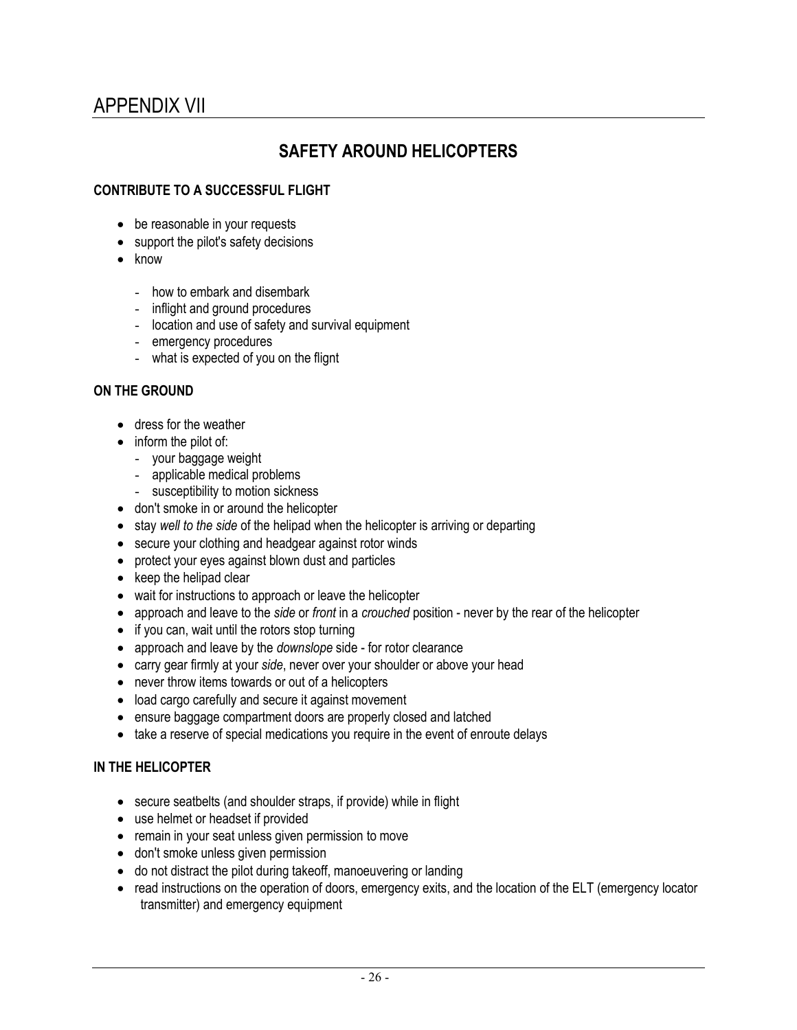# APPENDIX VII

## SAFETY AROUND HELICOPTERS

### CONTRIBUTE TO A SUCCESSFUL FLIGHT

- be reasonable in your requests
- support the pilot's safety decisions
- know
  - how to embark and disembark
  - inflight and ground procedures
  - location and use of safety and survival equipment
  - emergency procedures
  - what is expected of you on the flignt

### ON THE GROUND

- dress for the weather
- inform the pilot of:
  - your baggage weight
  - applicable medical problems
  - susceptibility to motion sickness
- don't smoke in or around the helicopter
- stay *well to the side* of the helipad when the helicopter is arriving or departing
- secure your clothing and headgear against rotor winds
- protect your eyes against blown dust and particles
- keep the helipad clear
- wait for instructions to approach or leave the helicopter
- approach and leave to the *side* or *front* in a *crouched* position - never by the rear of the helicopter
- if you can, wait until the rotors stop turning
- approach and leave by the *downslope* side - for rotor clearance
- carry gear firmly at your *side*, never over your shoulder or above your head
- never throw items towards or out of a helicopters
- load cargo carefully and secure it against movement
- ensure baggage compartment doors are properly closed and latched
- take a reserve of special medications you require in the event of enroute delays

### IN THE HELICOPTER

- secure seatbelts (and shoulder straps, if provide) while in flight
- use helmet or headset if provided
- remain in your seat unless given permission to move
- don't smoke unless given permission
- do not distract the pilot during takeoff, manoeuvering or landing
- read instructions on the operation of doors, emergency exits, and the location of the ELT (emergency locator transmitter) and emergency equipment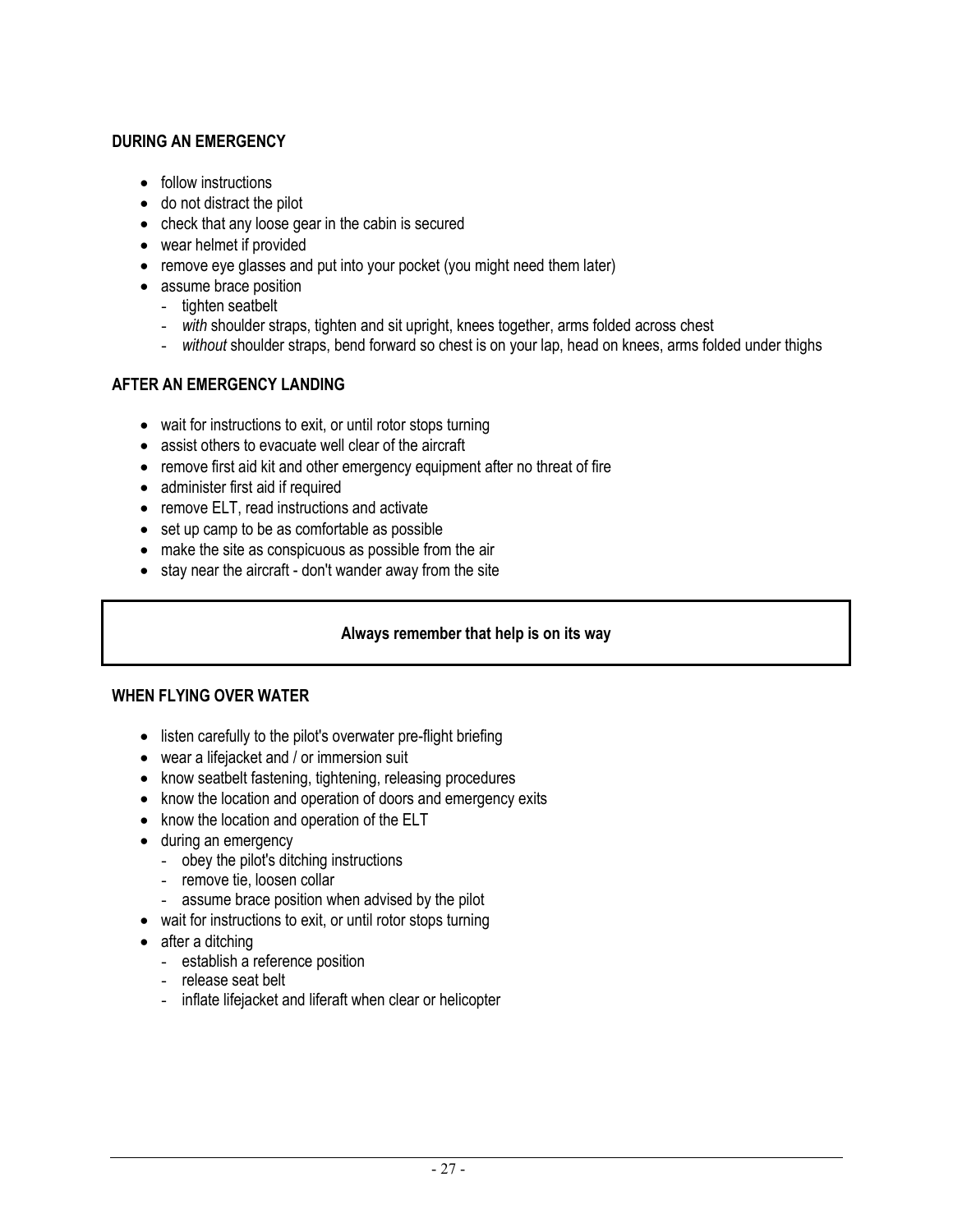## DURING AN EMERGENCY

- follow instructions
- do not distract the pilot
- check that any loose gear in the cabin is secured
- wear helmet if provided
- remove eye glasses and put into your pocket (you might need them later)
- assume brace position
  - tighten seatbelt
  - *with* shoulder straps, tighten and sit upright, knees together, arms folded across chest
  - *without* shoulder straps, bend forward so chest is on your lap, head on knees, arms folded under thighs

## AFTER AN EMERGENCY LANDING

- wait for instructions to exit, or until rotor stops turning
- assist others to evacuate well clear of the aircraft
- remove first aid kit and other emergency equipment after no threat of fire
- administer first aid if required
- remove ELT, read instructions and activate
- set up camp to be as comfortable as possible
- make the site as conspicuous as possible from the air
- stay near the aircraft - don't wander away from the site

**Always remember that help is on its way**

## WHEN FLYING OVER WATER

- listen carefully to the pilot's overwater pre-flight briefing
- wear a lifejacket and / or immersion suit
- know seatbelt fastening, tightening, releasing procedures
- know the location and operation of doors and emergency exits
- know the location and operation of the ELT
- during an emergency
  - obey the pilot's ditching instructions
  - remove tie, loosen collar
  - assume brace position when advised by the pilot
- wait for instructions to exit, or until rotor stops turning
- after a ditching
  - establish a reference position
  - release seat belt
  - inflate lifejacket and liferaft when clear or helicopter